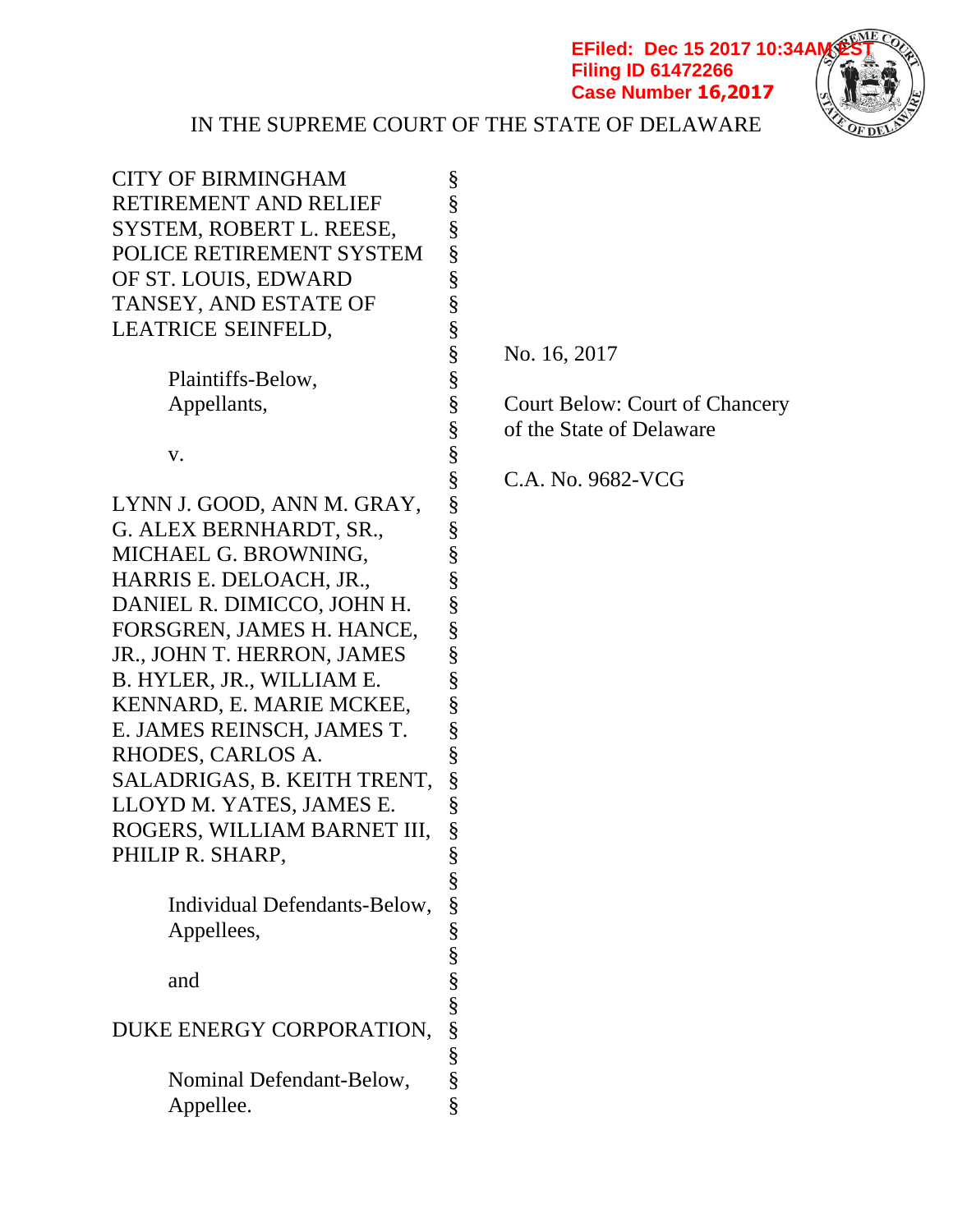EFiled: Dec 15 2017 10:34AM EST
Filing ID 61472266
Case Number 16,2017

IN THE SUPREME COURT OF THE STATE OF DELAWARE

| | | |
|---|---|---|
| CITY OF BIRMINGHAM RETIREMENT AND RELIEF SYSTEM, ROBERT L. REESE, POLICE RETIREMENT SYSTEM OF ST. LOUIS, EDWARD TANSEY, AND ESTATE OF LEATRICE SEINFELD, | § | No. 16, 2017 |
| Plaintiffs-Below, Appellants, | § | Court Below: Court of Chancery of the State of Delaware |
| v. | § | C.A. No. 9682-VCG |
| LYNN J. GOOD, ANN M. GRAY, G. ALEX BERNHARDT, SR., MICHAEL G. BROWNING, HARRIS E. DELOACH, JR., DANIEL R. DIMICCO, JOHN H. FORSGREN, JAMES H. HANCE, JR., JOHN T. HERRON, JAMES B. HYLER, JR., WILLIAM E. KENNARD, E. MARIE MCKEE, E. JAMES REINSCH, JAMES T. RHODES, CARLOS A. SALADRIGAS, B. KEITH TRENT, LLOYD M. YATES, JAMES E. ROGERS, WILLIAM BARNET III, PHILIP R. SHARP, | § | |
| Individual Defendants-Below, Appellees, | § | |
| and | § | |
| DUKE ENERGY CORPORATION, | § | |
| Nominal Defendant-Below, Appellee. | § | |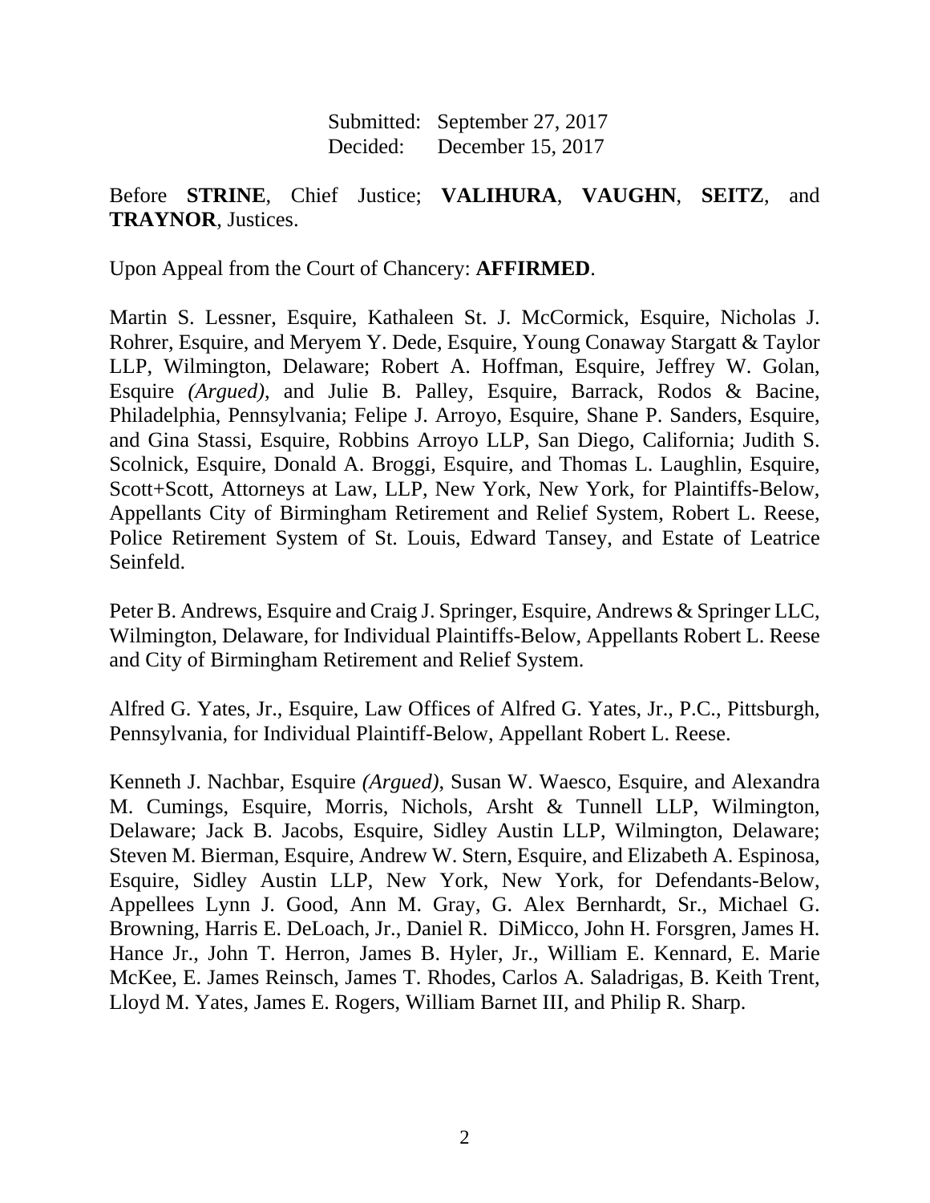Submitted: September 27, 2017
Decided: December 15, 2017

Before **STRINE**, Chief Justice; **VALIHURA**, **VAUGHN**, **SEITZ**, and **TRAYNOR**, Justices.

Upon Appeal from the Court of Chancery: **AFFIRMED**.

Martin S. Lessner, Esquire, Kathaleen St. J. McCormick, Esquire, Nicholas J. Rohrer, Esquire, and Meryem Y. Dede, Esquire, Young Conaway Stargatt & Taylor LLP, Wilmington, Delaware; Robert A. Hoffman, Esquire, Jeffrey W. Golan, Esquire *(Argued)*, and Julie B. Palley, Esquire, Barrack, Rodos & Bacine, Philadelphia, Pennsylvania; Felipe J. Arroyo, Esquire, Shane P. Sanders, Esquire, and Gina Stassi, Esquire, Robbins Arroyo LLP, San Diego, California; Judith S. Scolnick, Esquire, Donald A. Broggi, Esquire, and Thomas L. Laughlin, Esquire, Scott+Scott, Attorneys at Law, LLP, New York, New York, for Plaintiffs-Below, Appellants City of Birmingham Retirement and Relief System, Robert L. Reese, Police Retirement System of St. Louis, Edward Tansey, and Estate of Leatrice Seinfeld.

Peter B. Andrews, Esquire and Craig J. Springer, Esquire, Andrews & Springer LLC, Wilmington, Delaware, for Individual Plaintiffs-Below, Appellants Robert L. Reese and City of Birmingham Retirement and Relief System.

Alfred G. Yates, Jr., Esquire, Law Offices of Alfred G. Yates, Jr., P.C., Pittsburgh, Pennsylvania, for Individual Plaintiff-Below, Appellant Robert L. Reese.

Kenneth J. Nachbar, Esquire *(Argued)*, Susan W. Waesco, Esquire, and Alexandra M. Cumings, Esquire, Morris, Nichols, Arsht & Tunnell LLP, Wilmington, Delaware; Jack B. Jacobs, Esquire, Sidley Austin LLP, Wilmington, Delaware; Steven M. Bierman, Esquire, Andrew W. Stern, Esquire, and Elizabeth A. Espinosa, Esquire, Sidley Austin LLP, New York, New York, for Defendants-Below, Appellees Lynn J. Good, Ann M. Gray, G. Alex Bernhardt, Sr., Michael G. Browning, Harris E. DeLoach, Jr., Daniel R. DiMicco, John H. Forsgren, James H. Hance Jr., John T. Herron, James B. Hyler, Jr., William E. Kennard, E. Marie McKee, E. James Reinsch, James T. Rhodes, Carlos A. Saladrigas, B. Keith Trent, Lloyd M. Yates, James E. Rogers, William Barnet III, and Philip R. Sharp.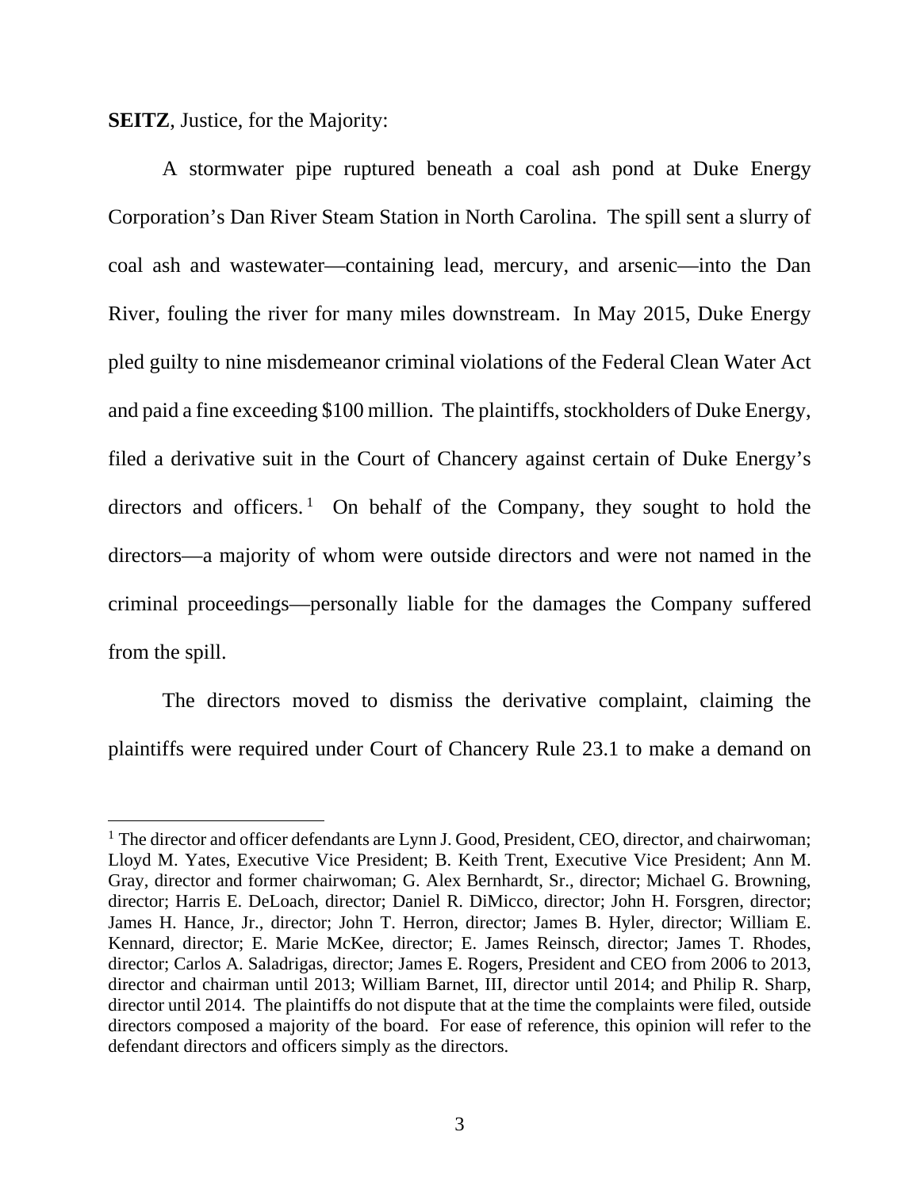**SEITZ**, Justice, for the Majority:

A stormwater pipe ruptured beneath a coal ash pond at Duke Energy Corporation's Dan River Steam Station in North Carolina. The spill sent a slurry of coal ash and wastewater—containing lead, mercury, and arsenic—into the Dan River, fouling the river for many miles downstream. In May 2015, Duke Energy pled guilty to nine misdemeanor criminal violations of the Federal Clean Water Act and paid a fine exceeding $100 million. The plaintiffs, stockholders of Duke Energy, filed a derivative suit in the Court of Chancery against certain of Duke Energy's directors and officers.[1] On behalf of the Company, they sought to hold the directors—a majority of whom were outside directors and were not named in the criminal proceedings—personally liable for the damages the Company suffered from the spill.

The directors moved to dismiss the derivative complaint, claiming the plaintiffs were required under Court of Chancery Rule 23.1 to make a demand on

---

[1] The director and officer defendants are Lynn J. Good, President, CEO, director, and chairwoman; Lloyd M. Yates, Executive Vice President; B. Keith Trent, Executive Vice President; Ann M. Gray, director and former chairwoman; G. Alex Bernhardt, Sr., director; Michael G. Browning, director; Harris E. DeLoach, director; Daniel R. DiMicco, director; John H. Forsgren, director; James H. Hance, Jr., director; John T. Herron, director; James B. Hyler, director; William E. Kennard, director; E. Marie McKee, director; E. James Reinsch, director; James T. Rhodes, director; Carlos A. Saladrigas, director; James E. Rogers, President and CEO from 2006 to 2013, director and chairman until 2013; William Barnet, III, director until 2014; and Philip R. Sharp, director until 2014. The plaintiffs do not dispute that at the time the complaints were filed, outside directors composed a majority of the board. For ease of reference, this opinion will refer to the defendant directors and officers simply as the directors.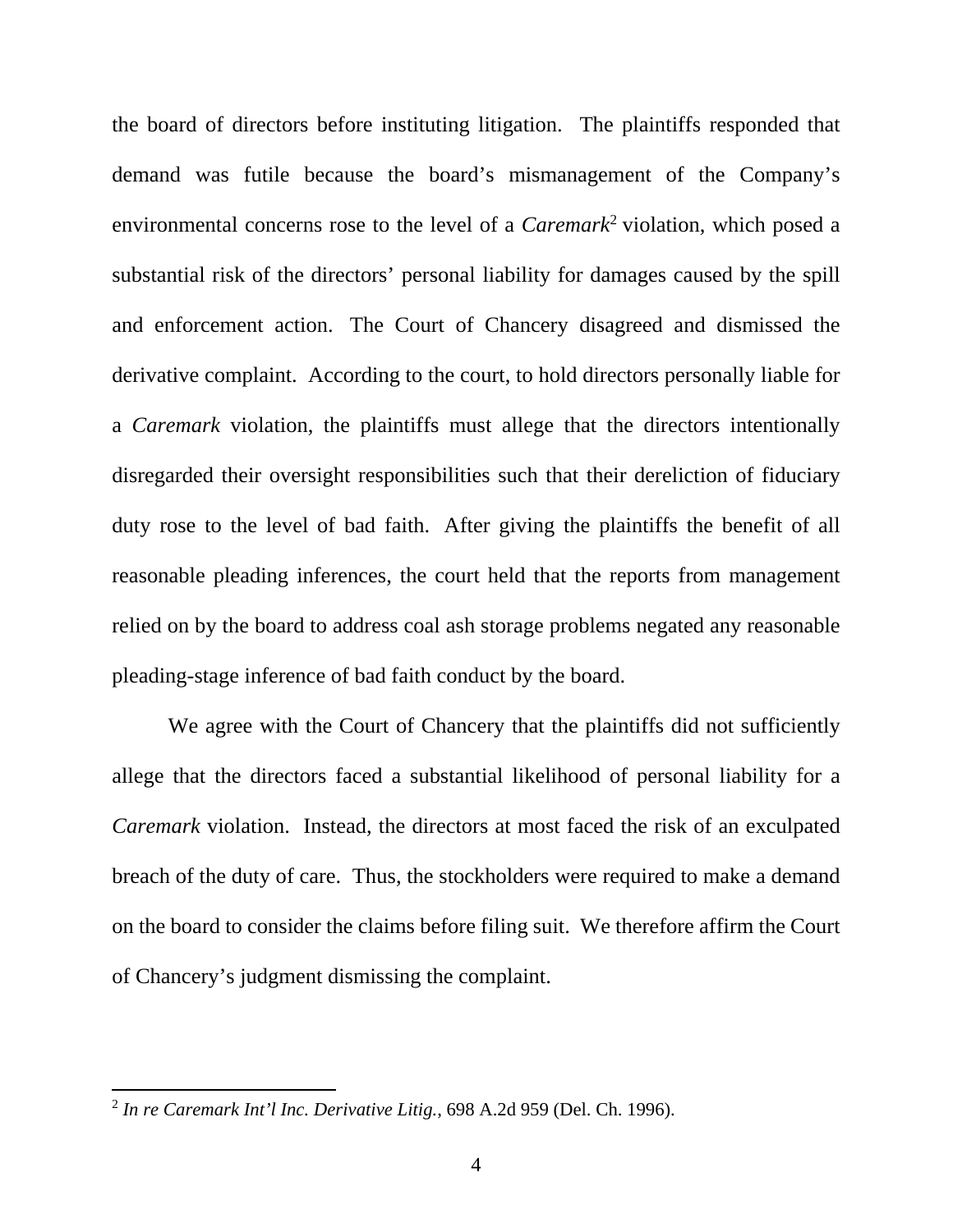the board of directors before instituting litigation. The plaintiffs responded that demand was futile because the board's mismanagement of the Company's environmental concerns rose to the level of a *Caremark*[2] violation, which posed a substantial risk of the directors' personal liability for damages caused by the spill and enforcement action. The Court of Chancery disagreed and dismissed the derivative complaint. According to the court, to hold directors personally liable for a *Caremark* violation, the plaintiffs must allege that the directors intentionally disregarded their oversight responsibilities such that their dereliction of fiduciary duty rose to the level of bad faith. After giving the plaintiffs the benefit of all reasonable pleading inferences, the court held that the reports from management relied on by the board to address coal ash storage problems negated any reasonable pleading-stage inference of bad faith conduct by the board.

We agree with the Court of Chancery that the plaintiffs did not sufficiently allege that the directors faced a substantial likelihood of personal liability for a *Caremark* violation. Instead, the directors at most faced the risk of an exculpated breach of the duty of care. Thus, the stockholders were required to make a demand on the board to consider the claims before filing suit. We therefore affirm the Court of Chancery's judgment dismissing the complaint.

---

[2] *In re Caremark Int'l Inc. Derivative Litig.*, 698 A.2d 959 (Del. Ch. 1996).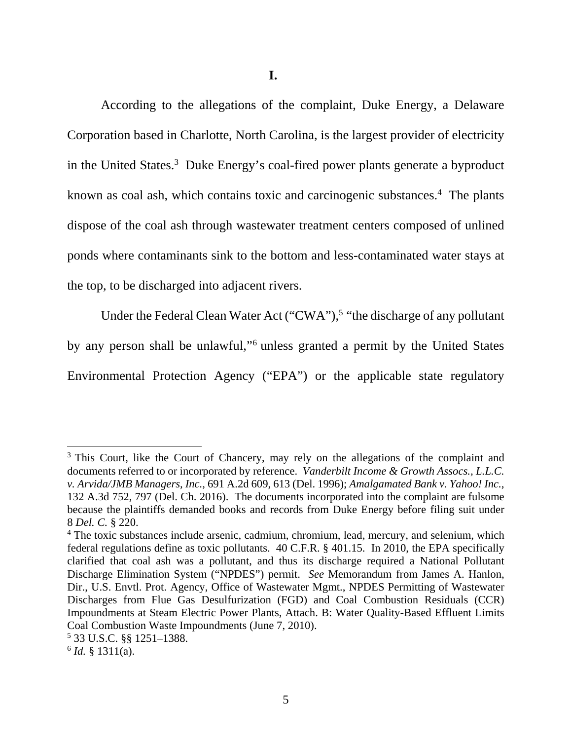**I.**

According to the allegations of the complaint, Duke Energy, a Delaware Corporation based in Charlotte, North Carolina, is the largest provider of electricity in the United States.[3] Duke Energy's coal-fired power plants generate a byproduct known as coal ash, which contains toxic and carcinogenic substances.[4] The plants dispose of the coal ash through wastewater treatment centers composed of unlined ponds where contaminants sink to the bottom and less-contaminated water stays at the top, to be discharged into adjacent rivers.

Under the Federal Clean Water Act ("CWA"),[5] "the discharge of any pollutant by any person shall be unlawful,"[6] unless granted a permit by the United States Environmental Protection Agency ("EPA") or the applicable state regulatory

---

[3] This Court, like the Court of Chancery, may rely on the allegations of the complaint and documents referred to or incorporated by reference. *Vanderbilt Income & Growth Assocs., L.L.C. v. Arvida/JMB Managers, Inc.*, 691 A.2d 609, 613 (Del. 1996); *Amalgamated Bank v. Yahoo! Inc.*, 132 A.3d 752, 797 (Del. Ch. 2016). The documents incorporated into the complaint are fulsome because the plaintiffs demanded books and records from Duke Energy before filing suit under 8 *Del. C.* § 220.

[4] The toxic substances include arsenic, cadmium, chromium, lead, mercury, and selenium, which federal regulations define as toxic pollutants. 40 C.F.R. § 401.15. In 2010, the EPA specifically clarified that coal ash was a pollutant, and thus its discharge required a National Pollutant Discharge Elimination System ("NPDES") permit. *See* Memorandum from James A. Hanlon, Dir., U.S. Envtl. Prot. Agency, Office of Wastewater Mgmt., NPDES Permitting of Wastewater Discharges from Flue Gas Desulfurization (FGD) and Coal Combustion Residuals (CCR) Impoundments at Steam Electric Power Plants, Attach. B: Water Quality-Based Effluent Limits Coal Combustion Waste Impoundments (June 7, 2010).

[5] 33 U.S.C. §§ 1251–1388.

[6] *Id.* § 1311(a).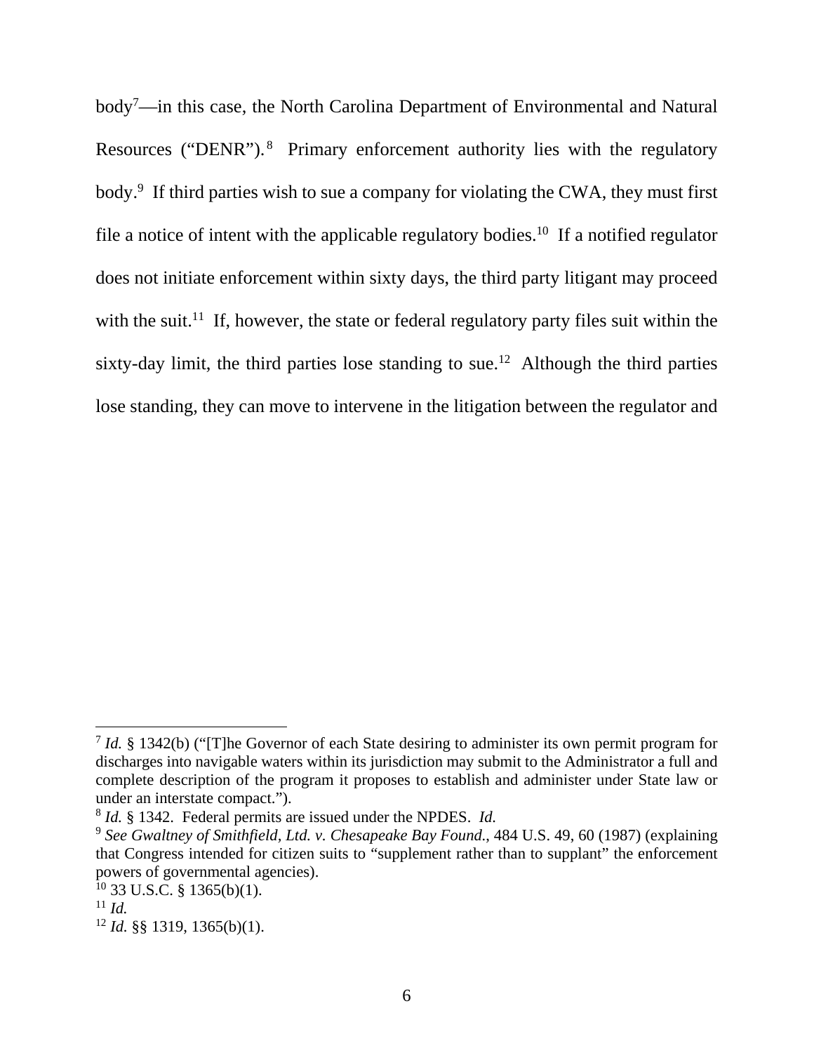body[7]—in this case, the North Carolina Department of Environmental and Natural Resources ("DENR").[8] Primary enforcement authority lies with the regulatory body.[9] If third parties wish to sue a company for violating the CWA, they must first file a notice of intent with the applicable regulatory bodies.[10] If a notified regulator does not initiate enforcement within sixty days, the third party litigant may proceed with the suit.[11] If, however, the state or federal regulatory party files suit within the sixty-day limit, the third parties lose standing to sue.[12] Although the third parties lose standing, they can move to intervene in the litigation between the regulator and

---

[7] *Id.* § 1342(b) ("[T]he Governor of each State desiring to administer its own permit program for discharges into navigable waters within its jurisdiction may submit to the Administrator a full and complete description of the program it proposes to establish and administer under State law or under an interstate compact.").

[8] *Id.* § 1342. Federal permits are issued under the NPDES. *Id.*

[9] *See Gwaltney of Smithfield, Ltd. v. Chesapeake Bay Found.*, 484 U.S. 49, 60 (1987) (explaining that Congress intended for citizen suits to "supplement rather than to supplant" the enforcement powers of governmental agencies).

[10] 33 U.S.C. § 1365(b)(1).

[11] *Id.*

[12] *Id.* §§ 1319, 1365(b)(1).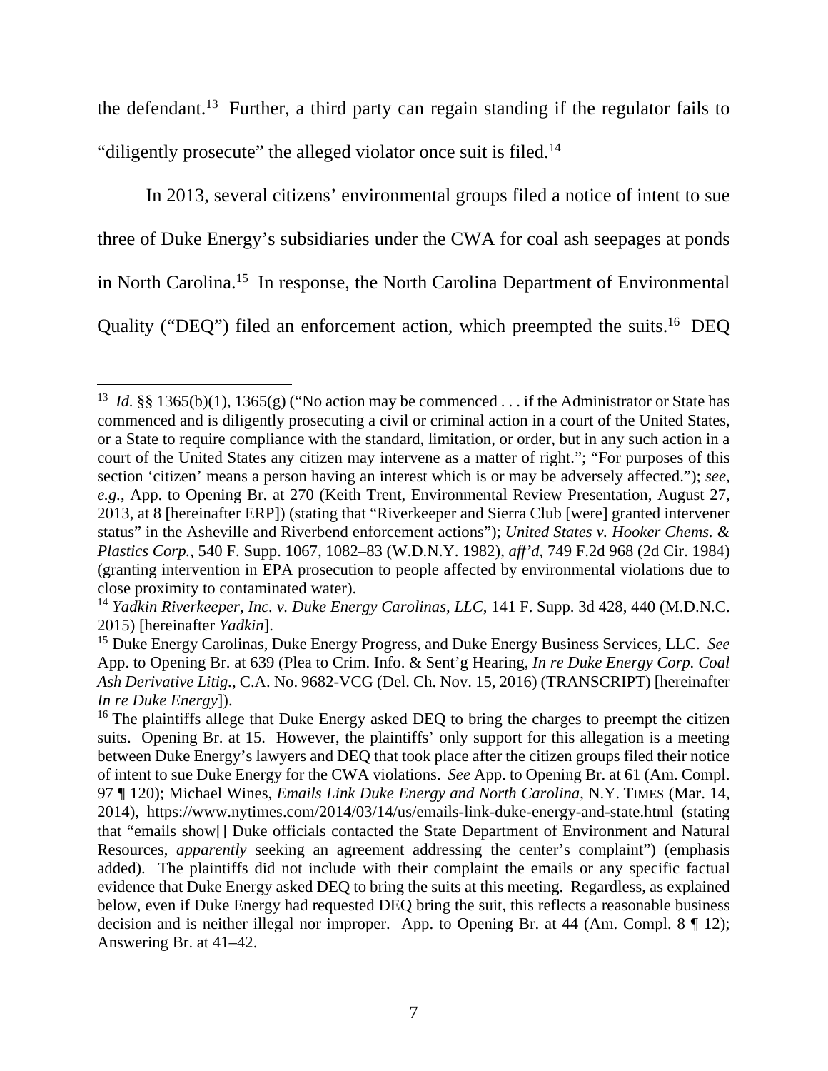the defendant.[13] Further, a third party can regain standing if the regulator fails to "diligently prosecute" the alleged violator once suit is filed.[14]

In 2013, several citizens' environmental groups filed a notice of intent to sue three of Duke Energy's subsidiaries under the CWA for coal ash seepages at ponds in North Carolina.[15] In response, the North Carolina Department of Environmental Quality ("DEQ") filed an enforcement action, which preempted the suits.[16] DEQ

---

[13] *Id.* §§ 1365(b)(1), 1365(g) ("No action may be commenced . . . if the Administrator or State has commenced and is diligently prosecuting a civil or criminal action in a court of the United States, or a State to require compliance with the standard, limitation, or order, but in any such action in a court of the United States any citizen may intervene as a matter of right."; "For purposes of this section 'citizen' means a person having an interest which is or may be adversely affected."); *see, e.g.*, App. to Opening Br. at 270 (Keith Trent, Environmental Review Presentation, August 27, 2013, at 8 [hereinafter ERP]) (stating that "Riverkeeper and Sierra Club [were] granted intervener status" in the Asheville and Riverbend enforcement actions"); *United States v. Hooker Chems. & Plastics Corp.*, 540 F. Supp. 1067, 1082–83 (W.D.N.Y. 1982), *aff'd*, 749 F.2d 968 (2d Cir. 1984) (granting intervention in EPA prosecution to people affected by environmental violations due to close proximity to contaminated water).

[14] *Yadkin Riverkeeper, Inc. v. Duke Energy Carolinas, LLC*, 141 F. Supp. 3d 428, 440 (M.D.N.C. 2015) [hereinafter *Yadkin*].

[15] Duke Energy Carolinas, Duke Energy Progress, and Duke Energy Business Services, LLC. *See* App. to Opening Br. at 639 (Plea to Crim. Info. & Sent'g Hearing, *In re Duke Energy Corp. Coal Ash Derivative Litig.*, C.A. No. 9682-VCG (Del. Ch. Nov. 15, 2016) (TRANSCRIPT) [hereinafter *In re Duke Energy*]).

[16] The plaintiffs allege that Duke Energy asked DEQ to bring the charges to preempt the citizen suits. Opening Br. at 15. However, the plaintiffs' only support for this allegation is a meeting between Duke Energy's lawyers and DEQ that took place after the citizen groups filed their notice of intent to sue Duke Energy for the CWA violations. *See* App. to Opening Br. at 61 (Am. Compl. 97 ¶ 120); Michael Wines, *Emails Link Duke Energy and North Carolina*, N.Y. TIMES (Mar. 14, 2014), https://www.nytimes.com/2014/03/14/us/emails-link-duke-energy-and-state.html (stating that "emails show[] Duke officials contacted the State Department of Environment and Natural Resources, *apparently* seeking an agreement addressing the center's complaint") (emphasis added). The plaintiffs did not include with their complaint the emails or any specific factual evidence that Duke Energy asked DEQ to bring the suits at this meeting. Regardless, as explained below, even if Duke Energy had requested DEQ bring the suit, this reflects a reasonable business decision and is neither illegal nor improper. App. to Opening Br. at 44 (Am. Compl. 8 ¶ 12); Answering Br. at 41–42.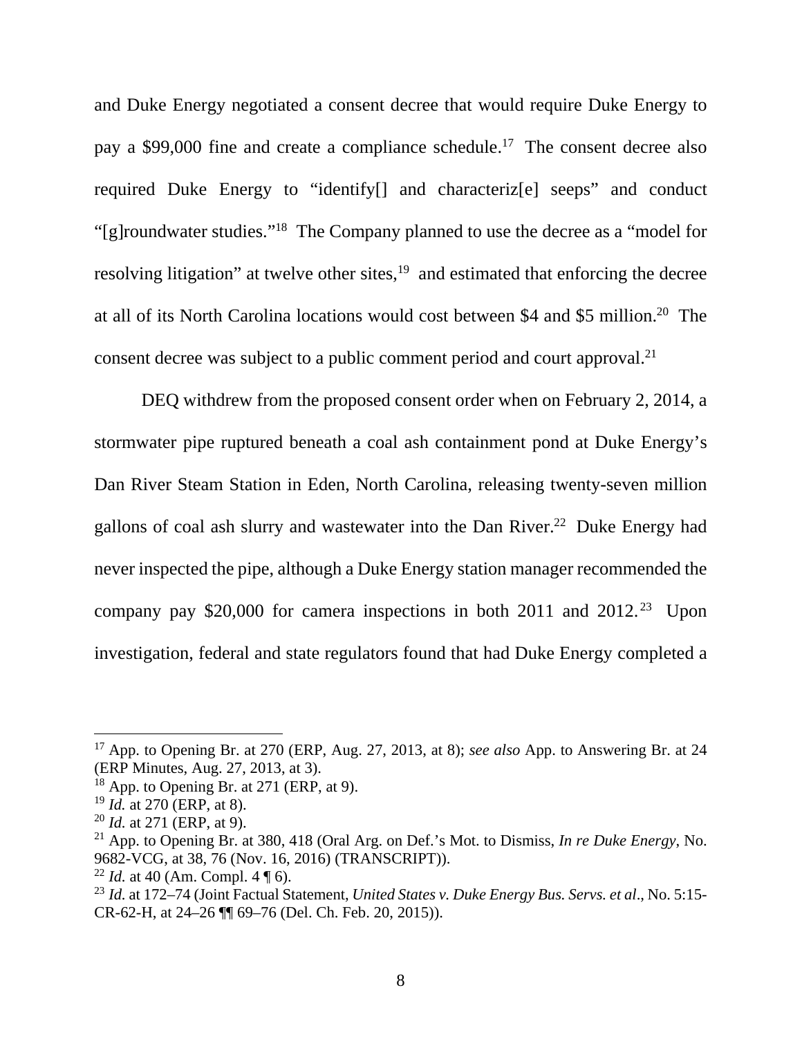and Duke Energy negotiated a consent decree that would require Duke Energy to pay a $99,000 fine and create a compliance schedule.[17] The consent decree also required Duke Energy to "identify[] and characteriz[e] seeps" and conduct "[g]roundwater studies."[18] The Company planned to use the decree as a "model for resolving litigation" at twelve other sites,[19] and estimated that enforcing the decree at all of its North Carolina locations would cost between $4 and $5 million.[20] The consent decree was subject to a public comment period and court approval.[21]

DEQ withdrew from the proposed consent order when on February 2, 2014, a stormwater pipe ruptured beneath a coal ash containment pond at Duke Energy's Dan River Steam Station in Eden, North Carolina, releasing twenty-seven million gallons of coal ash slurry and wastewater into the Dan River.[22] Duke Energy had never inspected the pipe, although a Duke Energy station manager recommended the company pay $20,000 for camera inspections in both 2011 and 2012.[23] Upon investigation, federal and state regulators found that had Duke Energy completed a

---

[17] App. to Opening Br. at 270 (ERP, Aug. 27, 2013, at 8); *see also* App. to Answering Br. at 24 (ERP Minutes, Aug. 27, 2013, at 3).

[18] App. to Opening Br. at 271 (ERP, at 9).

[19] *Id.* at 270 (ERP, at 8).

[20] *Id.* at 271 (ERP, at 9).

[21] App. to Opening Br. at 380, 418 (Oral Arg. on Def.'s Mot. to Dismiss, *In re Duke Energy*, No. 9682-VCG, at 38, 76 (Nov. 16, 2016) (TRANSCRIPT)).

[22] *Id.* at 40 (Am. Compl. 4 ¶ 6).

[23] *Id*. at 172–74 (Joint Factual Statement, *United States v. Duke Energy Bus. Servs. et al*., No. 5:15-CR-62-H, at 24–26 ¶¶ 69–76 (Del. Ch. Feb. 20, 2015)).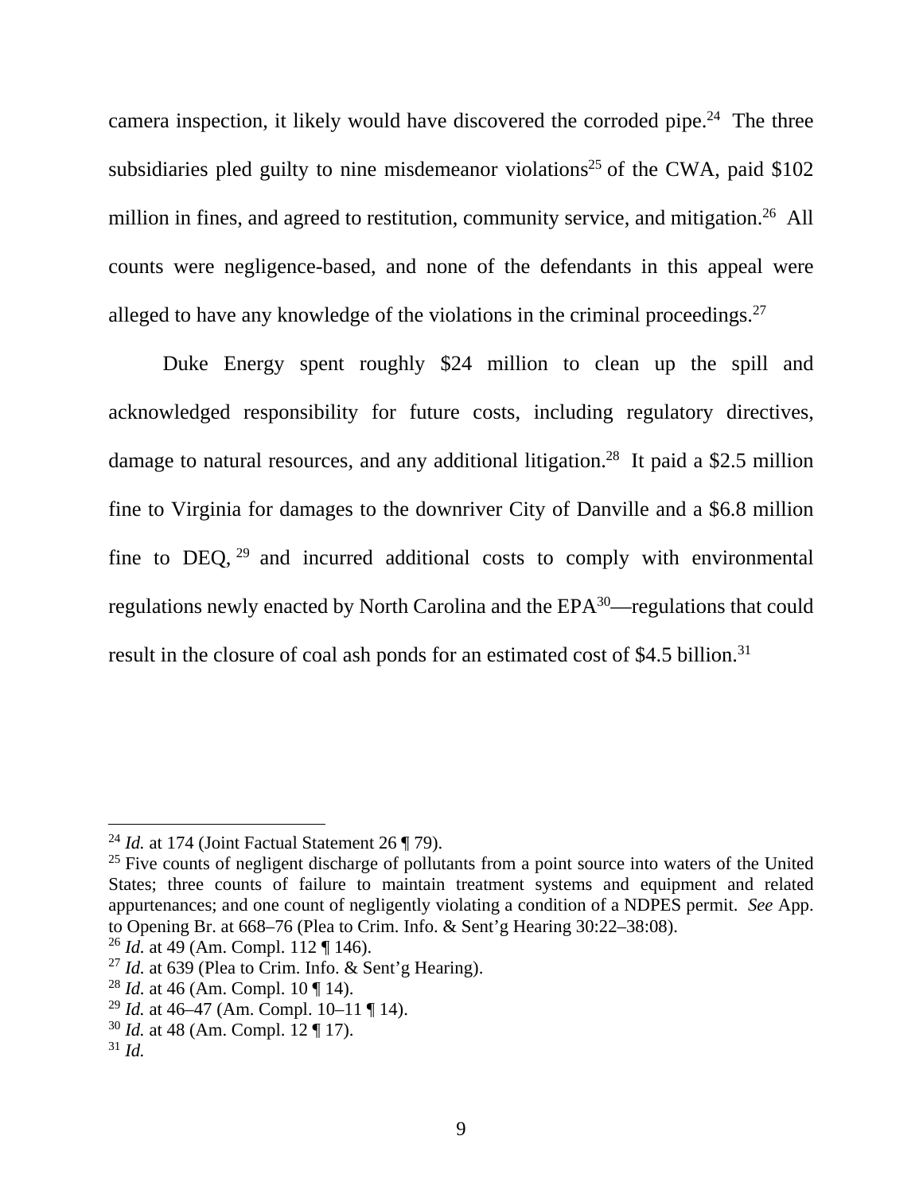camera inspection, it likely would have discovered the corroded pipe.[24] The three subsidiaries pled guilty to nine misdemeanor violations[25] of the CWA, paid $102 million in fines, and agreed to restitution, community service, and mitigation.[26] All counts were negligence-based, and none of the defendants in this appeal were alleged to have any knowledge of the violations in the criminal proceedings.[27]

Duke Energy spent roughly $24 million to clean up the spill and acknowledged responsibility for future costs, including regulatory directives, damage to natural resources, and any additional litigation.[28] It paid a $2.5 million fine to Virginia for damages to the downriver City of Danville and a $6.8 million fine to DEQ,[29] and incurred additional costs to comply with environmental regulations newly enacted by North Carolina and the EPA[30]—regulations that could result in the closure of coal ash ponds for an estimated cost of $4.5 billion.[31]

---

[24] *Id.* at 174 (Joint Factual Statement 26 ¶ 79).

[25] Five counts of negligent discharge of pollutants from a point source into waters of the United States; three counts of failure to maintain treatment systems and equipment and related appurtenances; and one count of negligently violating a condition of a NDPES permit. *See* App. to Opening Br. at 668–76 (Plea to Crim. Info. & Sent'g Hearing 30:22–38:08).

[26] *Id.* at 49 (Am. Compl. 112 ¶ 146).

[27] *Id.* at 639 (Plea to Crim. Info. & Sent'g Hearing).

[28] *Id.* at 46 (Am. Compl. 10 ¶ 14).

[29] *Id.* at 46–47 (Am. Compl. 10–11 ¶ 14).

[30] *Id.* at 48 (Am. Compl. 12 ¶ 17).

[31] *Id.*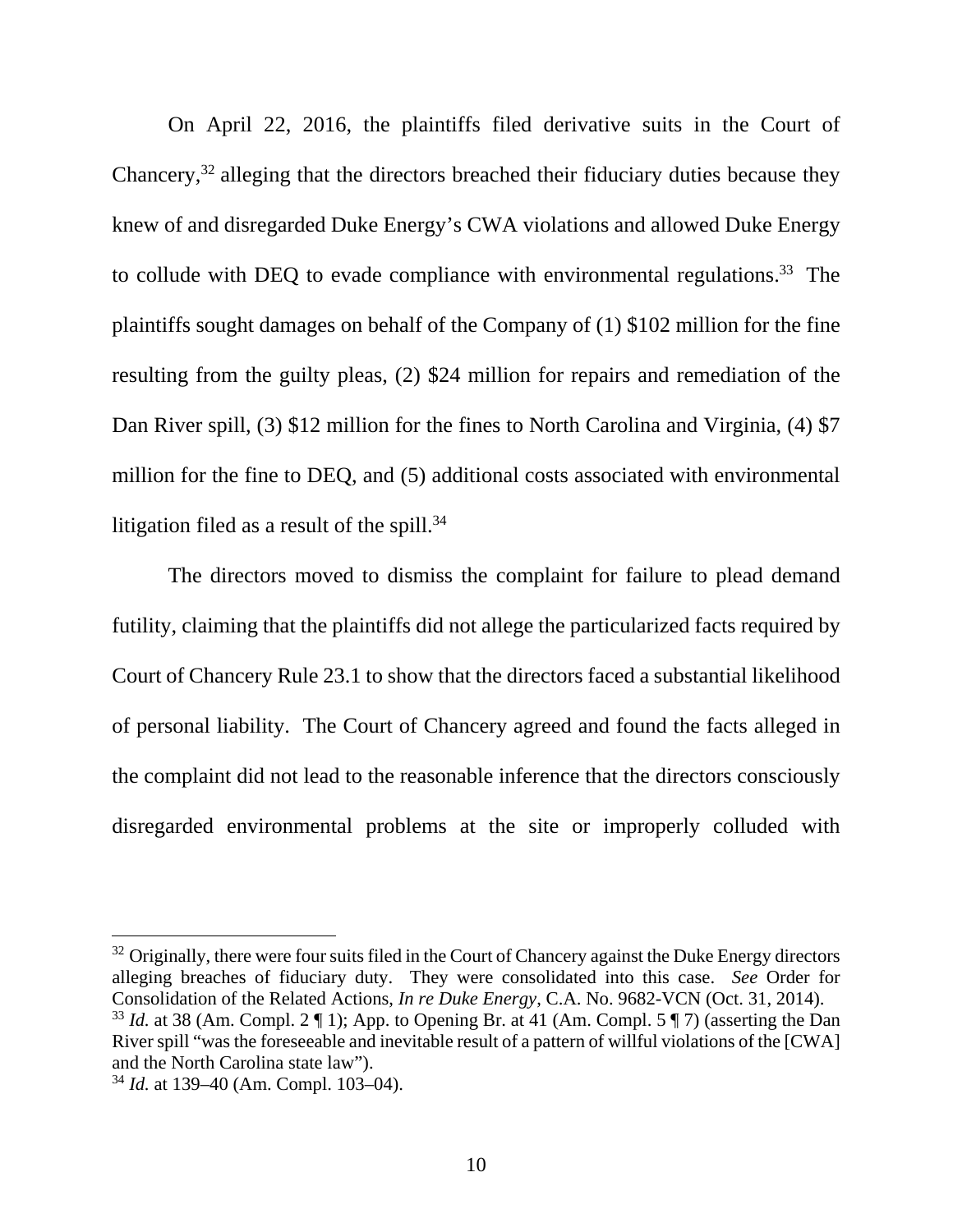On April 22, 2016, the plaintiffs filed derivative suits in the Court of Chancery,[32] alleging that the directors breached their fiduciary duties because they knew of and disregarded Duke Energy's CWA violations and allowed Duke Energy to collude with DEQ to evade compliance with environmental regulations.[33] The plaintiffs sought damages on behalf of the Company of (1) $102 million for the fine resulting from the guilty pleas, (2) $24 million for repairs and remediation of the Dan River spill, (3) $12 million for the fines to North Carolina and Virginia, (4) $7 million for the fine to DEQ, and (5) additional costs associated with environmental litigation filed as a result of the spill.[34]

The directors moved to dismiss the complaint for failure to plead demand futility, claiming that the plaintiffs did not allege the particularized facts required by Court of Chancery Rule 23.1 to show that the directors faced a substantial likelihood of personal liability. The Court of Chancery agreed and found the facts alleged in the complaint did not lead to the reasonable inference that the directors consciously disregarded environmental problems at the site or improperly colluded with

---

[32] Originally, there were four suits filed in the Court of Chancery against the Duke Energy directors alleging breaches of fiduciary duty. They were consolidated into this case. *See* Order for Consolidation of the Related Actions, *In re Duke Energy*, C.A. No. 9682-VCN (Oct. 31, 2014).

[33] *Id.* at 38 (Am. Compl. 2 ¶ 1); App. to Opening Br. at 41 (Am. Compl. 5 ¶ 7) (asserting the Dan River spill "was the foreseeable and inevitable result of a pattern of willful violations of the [CWA] and the North Carolina state law").

[34] *Id.* at 139–40 (Am. Compl. 103–04).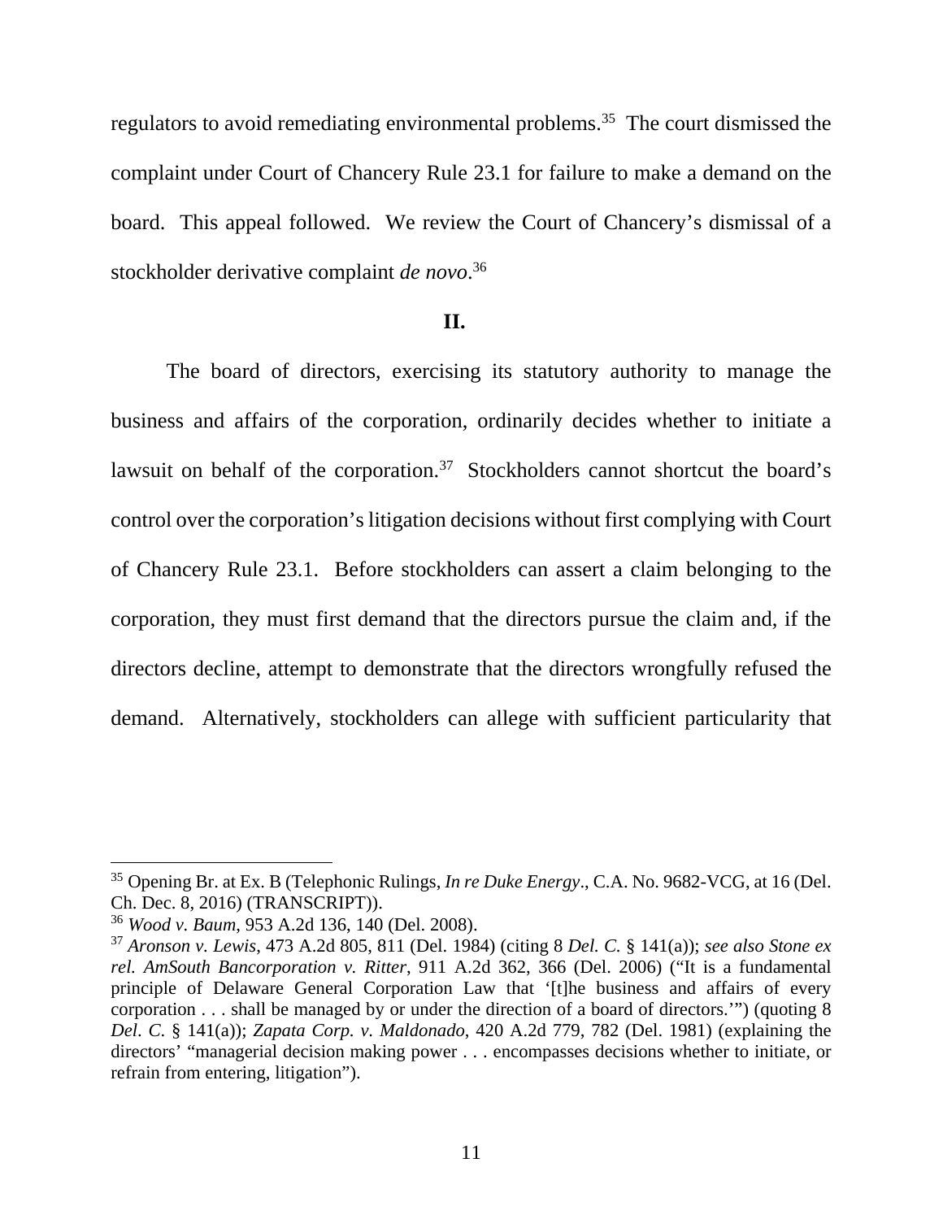regulators to avoid remediating environmental problems.[35] The court dismissed the complaint under Court of Chancery Rule 23.1 for failure to make a demand on the board. This appeal followed. We review the Court of Chancery's dismissal of a stockholder derivative complaint *de novo*.[36]

## II.

The board of directors, exercising its statutory authority to manage the business and affairs of the corporation, ordinarily decides whether to initiate a lawsuit on behalf of the corporation.[37] Stockholders cannot shortcut the board's control over the corporation's litigation decisions without first complying with Court of Chancery Rule 23.1. Before stockholders can assert a claim belonging to the corporation, they must first demand that the directors pursue the claim and, if the directors decline, attempt to demonstrate that the directors wrongfully refused the demand. Alternatively, stockholders can allege with sufficient particularity that

---

[35] Opening Br. at Ex. B (Telephonic Rulings, *In re Duke Energy*., C.A. No. 9682-VCG, at 16 (Del. Ch. Dec. 8, 2016) (TRANSCRIPT)).

[36] *Wood v. Baum*, 953 A.2d 136, 140 (Del. 2008).

[37] *Aronson v. Lewis*, 473 A.2d 805, 811 (Del. 1984) (citing 8 *Del. C.* § 141(a)); *see also Stone ex rel. AmSouth Bancorporation v. Ritter*, 911 A.2d 362, 366 (Del. 2006) ("It is a fundamental principle of Delaware General Corporation Law that '[t]he business and affairs of every corporation . . . shall be managed by or under the direction of a board of directors.'") (quoting 8 *Del. C.* § 141(a)); *Zapata Corp. v. Maldonado*, 420 A.2d 779, 782 (Del. 1981) (explaining the directors' "managerial decision making power . . . encompasses decisions whether to initiate, or refrain from entering, litigation").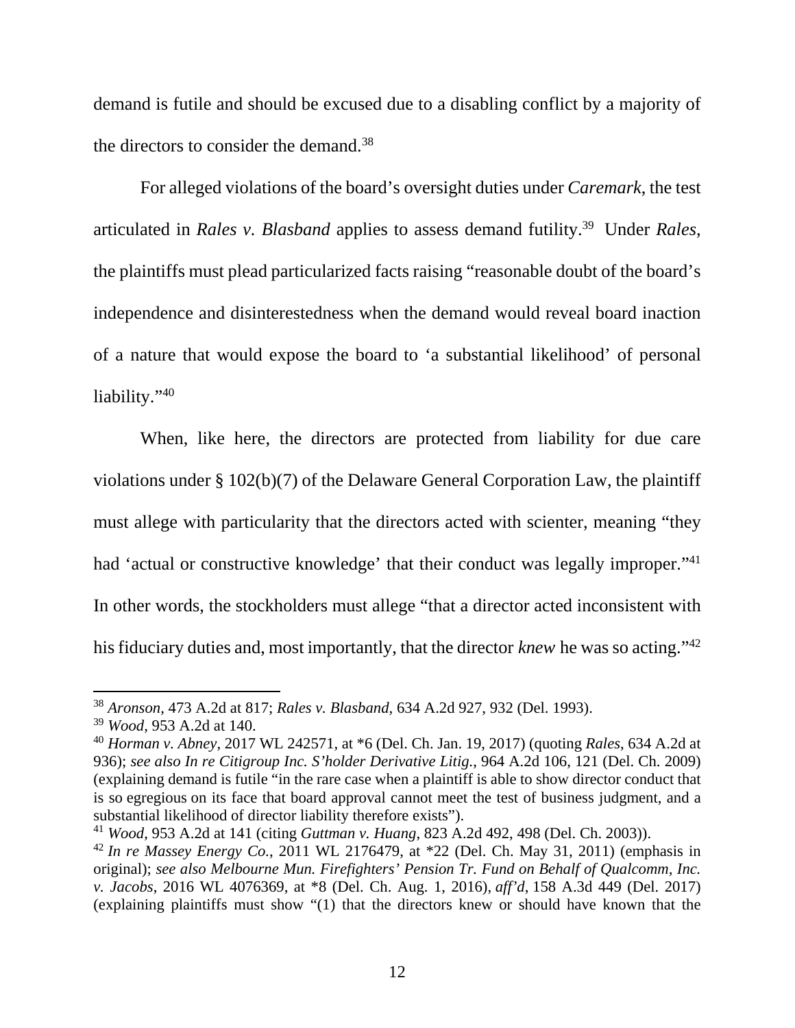demand is futile and should be excused due to a disabling conflict by a majority of the directors to consider the demand.[38]

For alleged violations of the board's oversight duties under *Caremark*, the test articulated in *Rales v. Blasband* applies to assess demand futility.[39] Under *Rales*, the plaintiffs must plead particularized facts raising "reasonable doubt of the board's independence and disinterestedness when the demand would reveal board inaction of a nature that would expose the board to 'a substantial likelihood' of personal liability."[40]

When, like here, the directors are protected from liability for due care violations under § 102(b)(7) of the Delaware General Corporation Law, the plaintiff must allege with particularity that the directors acted with scienter, meaning "they had 'actual or constructive knowledge' that their conduct was legally improper."[41] In other words, the stockholders must allege "that a director acted inconsistent with his fiduciary duties and, most importantly, that the director *knew* he was so acting."[42]

---

[38] *Aronson*, 473 A.2d at 817; *Rales v. Blasband*, 634 A.2d 927, 932 (Del. 1993).

[39] *Wood*, 953 A.2d at 140.

[40] *Horman v. Abney*, 2017 WL 242571, at *6 (Del. Ch. Jan. 19, 2017) (quoting *Rales*, 634 A.2d at 936); *see also In re Citigroup Inc. S'holder Derivative Litig.*, 964 A.2d 106, 121 (Del. Ch. 2009) (explaining demand is futile "in the rare case when a plaintiff is able to show director conduct that is so egregious on its face that board approval cannot meet the test of business judgment, and a substantial likelihood of director liability therefore exists").

[41] *Wood*, 953 A.2d at 141 (citing *Guttman v. Huang*, 823 A.2d 492, 498 (Del. Ch. 2003)).

[42] *In re Massey Energy Co.*, 2011 WL 2176479, at *22 (Del. Ch. May 31, 2011) (emphasis in original); *see also Melbourne Mun. Firefighters' Pension Tr. Fund on Behalf of Qualcomm, Inc. v. Jacobs*, 2016 WL 4076369, at *8 (Del. Ch. Aug. 1, 2016), *aff'd*, 158 A.3d 449 (Del. 2017) (explaining plaintiffs must show "(1) that the directors knew or should have known that the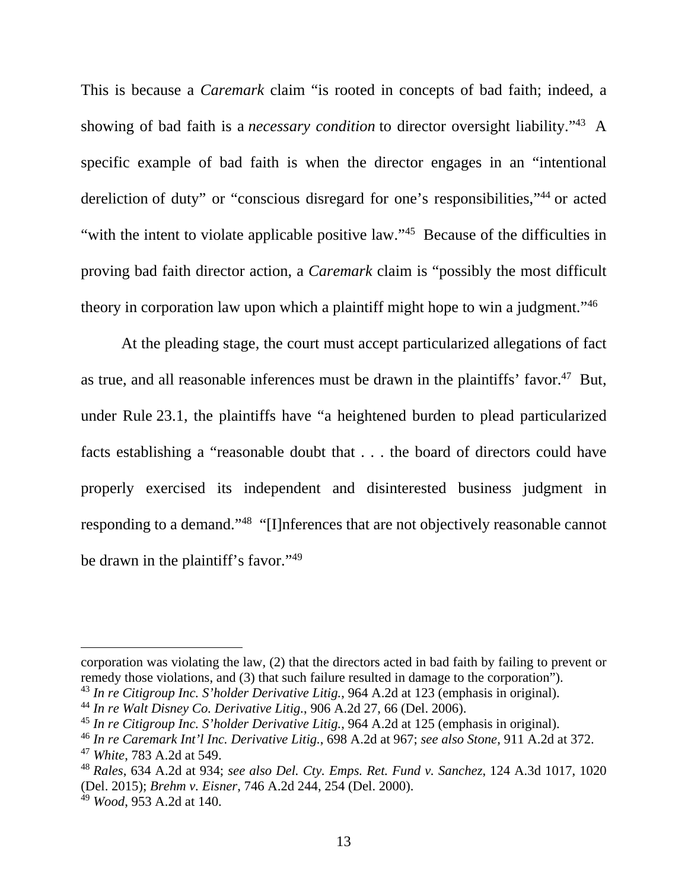This is because a *Caremark* claim "is rooted in concepts of bad faith; indeed, a showing of bad faith is a *necessary condition* to director oversight liability."[43] A specific example of bad faith is when the director engages in an "intentional dereliction of duty" or "conscious disregard for one's responsibilities,"[44] or acted "with the intent to violate applicable positive law."[45] Because of the difficulties in proving bad faith director action, a *Caremark* claim is "possibly the most difficult theory in corporation law upon which a plaintiff might hope to win a judgment."[46]

At the pleading stage, the court must accept particularized allegations of fact as true, and all reasonable inferences must be drawn in the plaintiffs' favor.[47] But, under Rule 23.1, the plaintiffs have "a heightened burden to plead particularized facts establishing a "reasonable doubt that . . . the board of directors could have properly exercised its independent and disinterested business judgment in responding to a demand."[48] "[I]nferences that are not objectively reasonable cannot be drawn in the plaintiff's favor."[49]

---

corporation was violating the law, (2) that the directors acted in bad faith by failing to prevent or remedy those violations, and (3) that such failure resulted in damage to the corporation").

[43] *In re Citigroup Inc. S'holder Derivative Litig.*, 964 A.2d at 123 (emphasis in original).

[44] *In re Walt Disney Co. Derivative Litig.*, 906 A.2d 27, 66 (Del. 2006).

[45] *In re Citigroup Inc. S'holder Derivative Litig.*, 964 A.2d at 125 (emphasis in original).

[46] *In re Caremark Int'l Inc. Derivative Litig.*, 698 A.2d at 967; *see also Stone*, 911 A.2d at 372.

[47] *White*, 783 A.2d at 549.

[48] *Rales*, 634 A.2d at 934; *see also Del. Cty. Emps. Ret. Fund v. Sanchez*, 124 A.3d 1017, 1020 (Del. 2015); *Brehm v. Eisner*, 746 A.2d 244, 254 (Del. 2000).

[49] *Wood*, 953 A.2d at 140.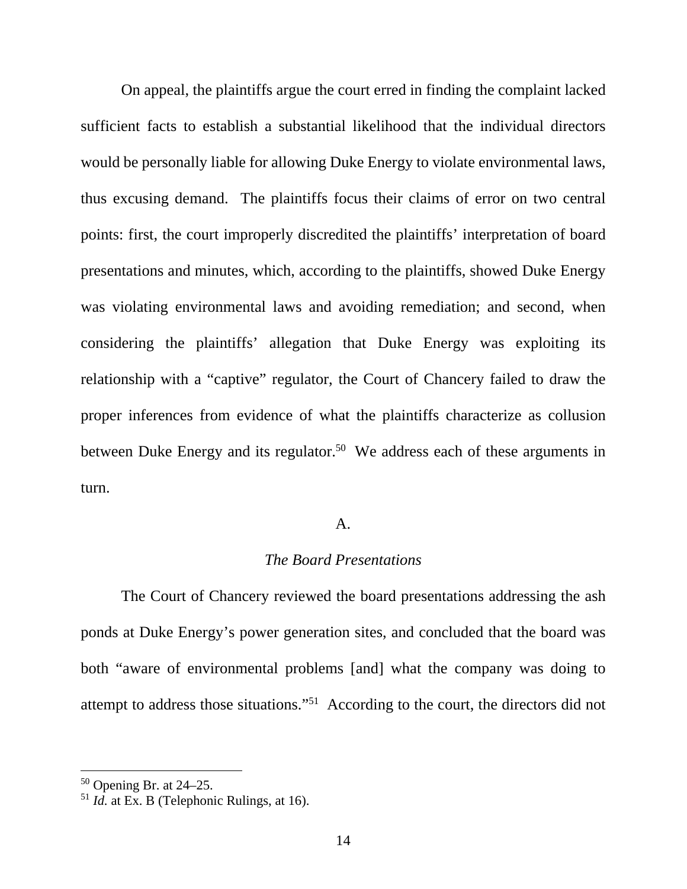On appeal, the plaintiffs argue the court erred in finding the complaint lacked sufficient facts to establish a substantial likelihood that the individual directors would be personally liable for allowing Duke Energy to violate environmental laws, thus excusing demand. The plaintiffs focus their claims of error on two central points: first, the court improperly discredited the plaintiffs' interpretation of board presentations and minutes, which, according to the plaintiffs, showed Duke Energy was violating environmental laws and avoiding remediation; and second, when considering the plaintiffs' allegation that Duke Energy was exploiting its relationship with a "captive" regulator, the Court of Chancery failed to draw the proper inferences from evidence of what the plaintiffs characterize as collusion between Duke Energy and its regulator.[50] We address each of these arguments in turn.

## A.

### *The Board Presentations*

The Court of Chancery reviewed the board presentations addressing the ash ponds at Duke Energy's power generation sites, and concluded that the board was both "aware of environmental problems [and] what the company was doing to attempt to address those situations."[51] According to the court, the directors did not

---

[50] Opening Br. at 24–25.

[51] *Id.* at Ex. B (Telephonic Rulings, at 16).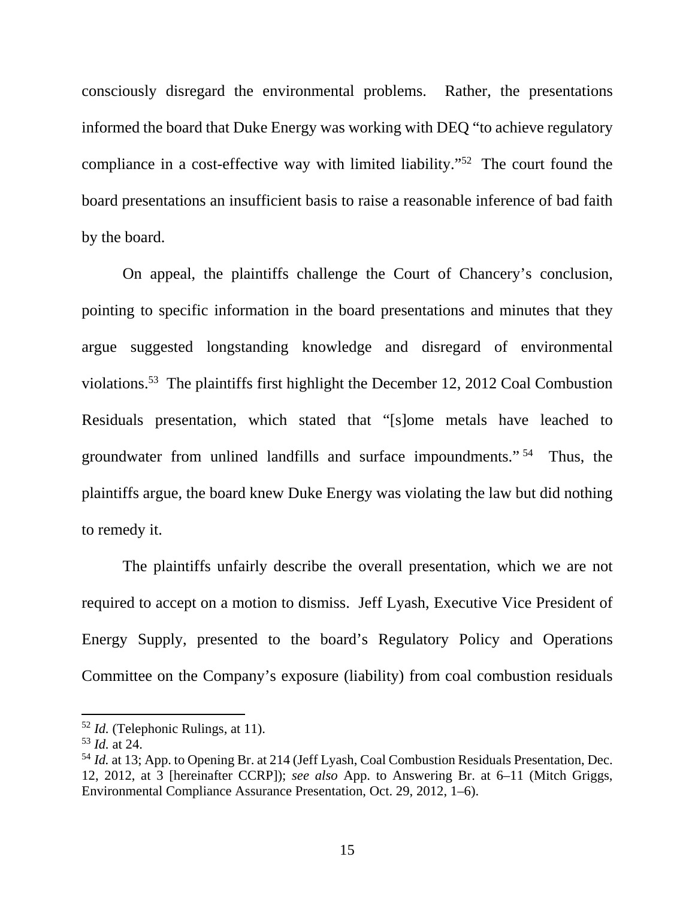consciously disregard the environmental problems. Rather, the presentations informed the board that Duke Energy was working with DEQ "to achieve regulatory compliance in a cost-effective way with limited liability."[52] The court found the board presentations an insufficient basis to raise a reasonable inference of bad faith by the board.

On appeal, the plaintiffs challenge the Court of Chancery's conclusion, pointing to specific information in the board presentations and minutes that they argue suggested longstanding knowledge and disregard of environmental violations.[53] The plaintiffs first highlight the December 12, 2012 Coal Combustion Residuals presentation, which stated that "[s]ome metals have leached to groundwater from unlined landfills and surface impoundments."[54] Thus, the plaintiffs argue, the board knew Duke Energy was violating the law but did nothing to remedy it.

The plaintiffs unfairly describe the overall presentation, which we are not required to accept on a motion to dismiss. Jeff Lyash, Executive Vice President of Energy Supply, presented to the board's Regulatory Policy and Operations Committee on the Company's exposure (liability) from coal combustion residuals

---

[52] *Id.* (Telephonic Rulings, at 11).

[53] *Id.* at 24.

[54] *Id.* at 13; App. to Opening Br. at 214 (Jeff Lyash, Coal Combustion Residuals Presentation, Dec. 12, 2012, at 3 [hereinafter CCRP]); *see also* App. to Answering Br. at 6–11 (Mitch Griggs, Environmental Compliance Assurance Presentation, Oct. 29, 2012, 1–6).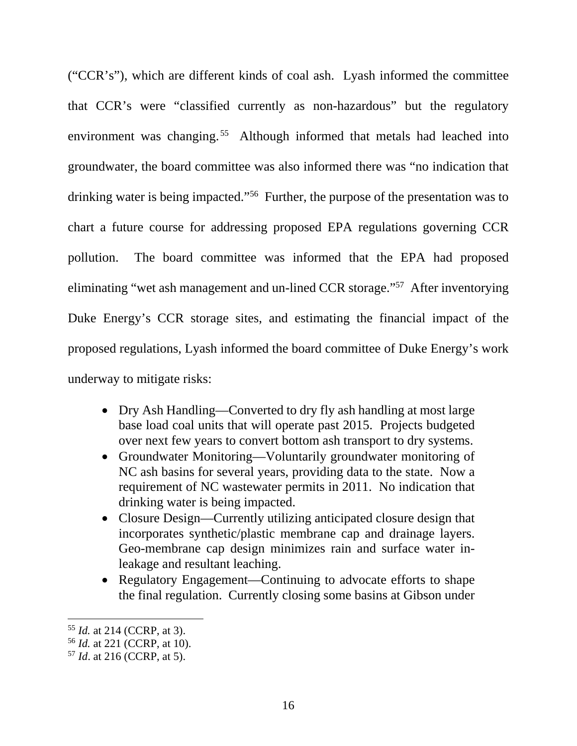("CCR's"), which are different kinds of coal ash. Lyash informed the committee that CCR's were "classified currently as non-hazardous" but the regulatory environment was changing.[55] Although informed that metals had leached into groundwater, the board committee was also informed there was "no indication that drinking water is being impacted."[56] Further, the purpose of the presentation was to chart a future course for addressing proposed EPA regulations governing CCR pollution. The board committee was informed that the EPA had proposed eliminating "wet ash management and un-lined CCR storage."[57] After inventorying Duke Energy's CCR storage sites, and estimating the financial impact of the proposed regulations, Lyash informed the board committee of Duke Energy's work underway to mitigate risks:

> - Dry Ash Handling—Converted to dry fly ash handling at most large base load coal units that will operate past 2015. Projects budgeted over next few years to convert bottom ash transport to dry systems.
> - Groundwater Monitoring—Voluntarily groundwater monitoring of NC ash basins for several years, providing data to the state. Now a requirement of NC wastewater permits in 2011. No indication that drinking water is being impacted.
> - Closure Design—Currently utilizing anticipated closure design that incorporates synthetic/plastic membrane cap and drainage layers. Geo-membrane cap design minimizes rain and surface water in-leakage and resultant leaching.
> - Regulatory Engagement—Continuing to advocate efforts to shape the final regulation. Currently closing some basins at Gibson under

---

[55] *Id.* at 214 (CCRP, at 3).

[56] *Id.* at 221 (CCRP, at 10).

[57] *Id*. at 216 (CCRP, at 5).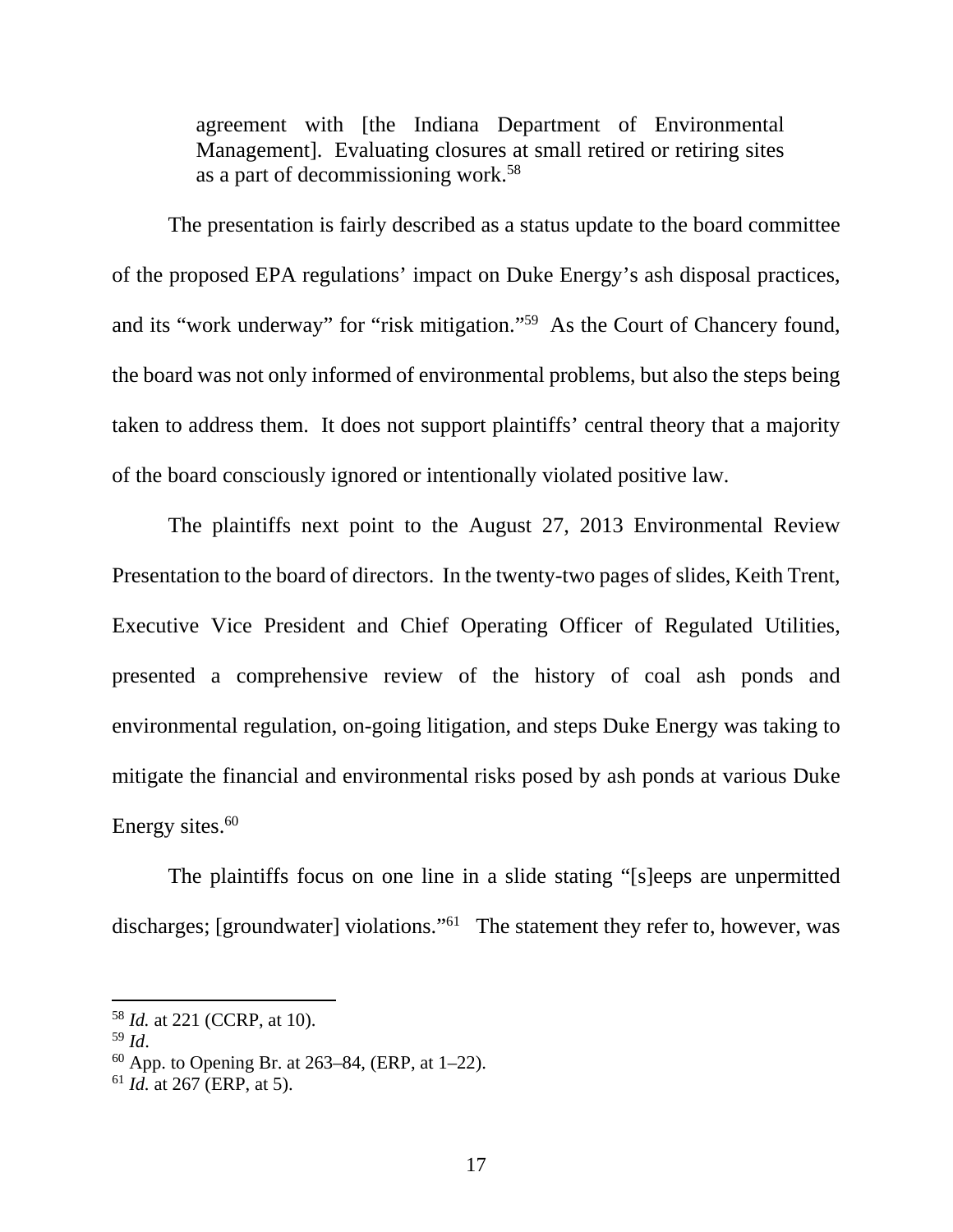> agreement with [the Indiana Department of Environmental Management]. Evaluating closures at small retired or retiring sites as a part of decommissioning work.[58]

The presentation is fairly described as a status update to the board committee of the proposed EPA regulations' impact on Duke Energy's ash disposal practices, and its "work underway" for "risk mitigation."[59] As the Court of Chancery found, the board was not only informed of environmental problems, but also the steps being taken to address them. It does not support plaintiffs' central theory that a majority of the board consciously ignored or intentionally violated positive law.

The plaintiffs next point to the August 27, 2013 Environmental Review Presentation to the board of directors. In the twenty-two pages of slides, Keith Trent, Executive Vice President and Chief Operating Officer of Regulated Utilities, presented a comprehensive review of the history of coal ash ponds and environmental regulation, on-going litigation, and steps Duke Energy was taking to mitigate the financial and environmental risks posed by ash ponds at various Duke Energy sites.[60]

The plaintiffs focus on one line in a slide stating "[s]eeps are unpermitted discharges; [groundwater] violations."[61] The statement they refer to, however, was

---

[58] *Id.* at 221 (CCRP, at 10).

[59] *Id*.

[60] App. to Opening Br. at 263–84, (ERP, at 1–22).

[61] *Id.* at 267 (ERP, at 5).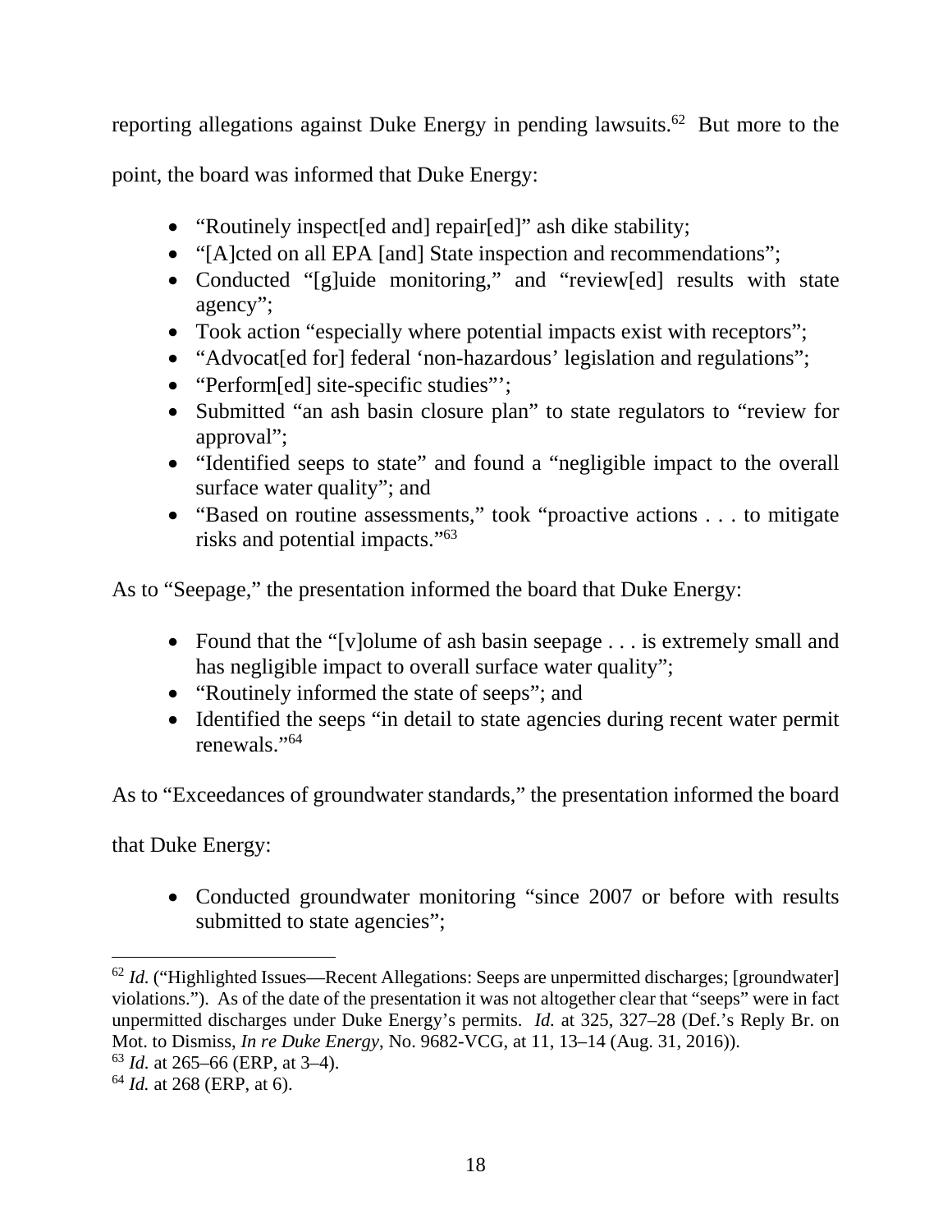reporting allegations against Duke Energy in pending lawsuits.[62] But more to the point, the board was informed that Duke Energy:

- "Routinely inspect[ed and] repair[ed]" ash dike stability;
- "[A]cted on all EPA [and] State inspection and recommendations";
- Conducted "[g]uide monitoring," and "review[ed] results with state agency";
- Took action "especially where potential impacts exist with receptors";
- "Advocat[ed for] federal 'non-hazardous' legislation and regulations";
- "Perform[ed] site-specific studies"';
- Submitted "an ash basin closure plan" to state regulators to "review for approval";
- "Identified seeps to state" and found a "negligible impact to the overall surface water quality"; and
- "Based on routine assessments," took "proactive actions . . . to mitigate risks and potential impacts."[63]

As to "Seepage," the presentation informed the board that Duke Energy:

- Found that the "[v]olume of ash basin seepage . . . is extremely small and has negligible impact to overall surface water quality";
- "Routinely informed the state of seeps"; and
- Identified the seeps "in detail to state agencies during recent water permit renewals."[64]

As to "Exceedances of groundwater standards," the presentation informed the board that Duke Energy:

- Conducted groundwater monitoring "since 2007 or before with results submitted to state agencies";

---

[62] *Id.* ("Highlighted Issues—Recent Allegations: Seeps are unpermitted discharges; [groundwater] violations."). As of the date of the presentation it was not altogether clear that "seeps" were in fact unpermitted discharges under Duke Energy's permits. *Id.* at 325, 327–28 (Def.'s Reply Br. on Mot. to Dismiss, *In re Duke Energy*, No. 9682-VCG, at 11, 13–14 (Aug. 31, 2016)).

[63] *Id.* at 265–66 (ERP, at 3–4).

[64] *Id.* at 268 (ERP, at 6).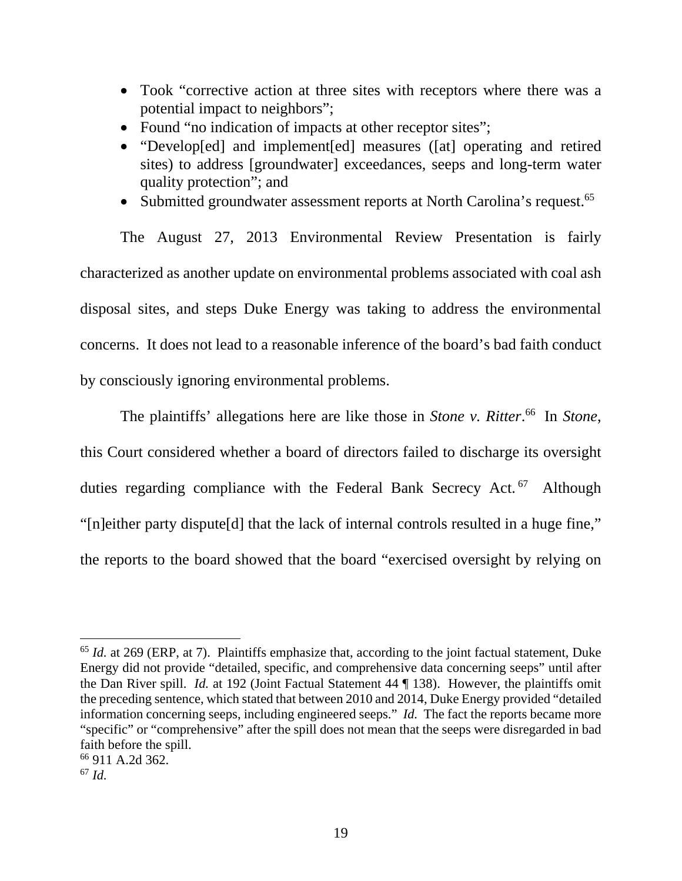- Took "corrective action at three sites with receptors where there was a potential impact to neighbors";
- Found "no indication of impacts at other receptor sites";
- "Develop[ed] and implement[ed] measures ([at] operating and retired sites) to address [groundwater] exceedances, seeps and long-term water quality protection"; and
- Submitted groundwater assessment reports at North Carolina's request.[65]

The August 27, 2013 Environmental Review Presentation is fairly characterized as another update on environmental problems associated with coal ash disposal sites, and steps Duke Energy was taking to address the environmental concerns. It does not lead to a reasonable inference of the board's bad faith conduct by consciously ignoring environmental problems.

The plaintiffs' allegations here are like those in *Stone v. Ritter*.[66] In *Stone*, this Court considered whether a board of directors failed to discharge its oversight duties regarding compliance with the Federal Bank Secrecy Act.[67] Although "[n]either party dispute[d] that the lack of internal controls resulted in a huge fine," the reports to the board showed that the board "exercised oversight by relying on

---

[65] *Id.* at 269 (ERP, at 7). Plaintiffs emphasize that, according to the joint factual statement, Duke Energy did not provide "detailed, specific, and comprehensive data concerning seeps" until after the Dan River spill. *Id.* at 192 (Joint Factual Statement 44 ¶ 138). However, the plaintiffs omit the preceding sentence, which stated that between 2010 and 2014, Duke Energy provided "detailed information concerning seeps, including engineered seeps." *Id.* The fact the reports became more "specific" or "comprehensive" after the spill does not mean that the seeps were disregarded in bad faith before the spill.

[66] 911 A.2d 362.

[67] *Id.*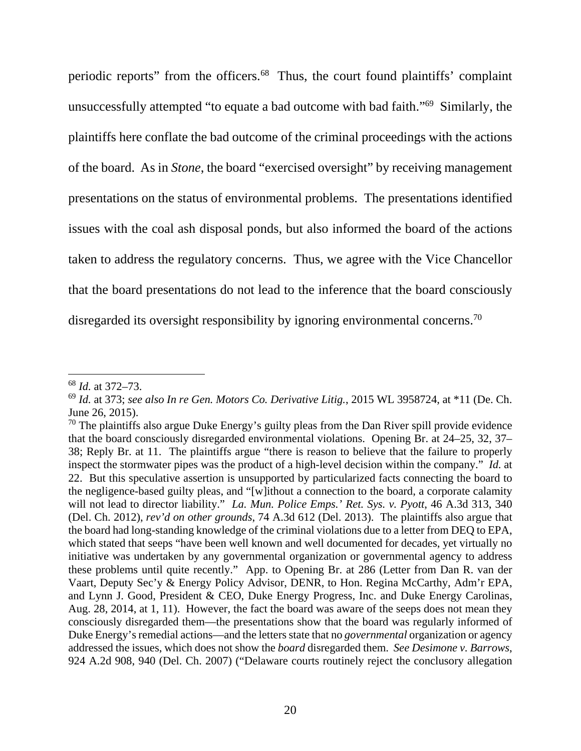periodic reports" from the officers.[68] Thus, the court found plaintiffs' complaint unsuccessfully attempted "to equate a bad outcome with bad faith."[69] Similarly, the plaintiffs here conflate the bad outcome of the criminal proceedings with the actions of the board. As in *Stone*, the board "exercised oversight" by receiving management presentations on the status of environmental problems. The presentations identified issues with the coal ash disposal ponds, but also informed the board of the actions taken to address the regulatory concerns. Thus, we agree with the Vice Chancellor that the board presentations do not lead to the inference that the board consciously disregarded its oversight responsibility by ignoring environmental concerns.[70]

---

[68] *Id.* at 372–73.

[69] *Id.* at 373; *see also In re Gen. Motors Co. Derivative Litig.*, 2015 WL 3958724, at *11 (De. Ch. June 26, 2015).

[70] The plaintiffs also argue Duke Energy's guilty pleas from the Dan River spill provide evidence that the board consciously disregarded environmental violations. Opening Br. at 24–25, 32, 37–38; Reply Br. at 11. The plaintiffs argue "there is reason to believe that the failure to properly inspect the stormwater pipes was the product of a high-level decision within the company." *Id.* at 22. But this speculative assertion is unsupported by particularized facts connecting the board to the negligence-based guilty pleas, and "[w]ithout a connection to the board, a corporate calamity will not lead to director liability." *La. Mun. Police Emps.' Ret. Sys. v. Pyott*, 46 A.3d 313, 340 (Del. Ch. 2012), *rev'd on other grounds*, 74 A.3d 612 (Del. 2013). The plaintiffs also argue that the board had long-standing knowledge of the criminal violations due to a letter from DEQ to EPA, which stated that seeps "have been well known and well documented for decades, yet virtually no initiative was undertaken by any governmental organization or governmental agency to address these problems until quite recently." App. to Opening Br. at 286 (Letter from Dan R. van der Vaart, Deputy Sec'y & Energy Policy Advisor, DENR, to Hon. Regina McCarthy, Adm'r EPA, and Lynn J. Good, President & CEO, Duke Energy Progress, Inc. and Duke Energy Carolinas, Aug. 28, 2014, at 1, 11). However, the fact the board was aware of the seeps does not mean they consciously disregarded them—the presentations show that the board was regularly informed of Duke Energy's remedial actions—and the letters state that no *governmental* organization or agency addressed the issues, which does not show the *board* disregarded them. *See Desimone v. Barrows*, 924 A.2d 908, 940 (Del. Ch. 2007) ("Delaware courts routinely reject the conclusory allegation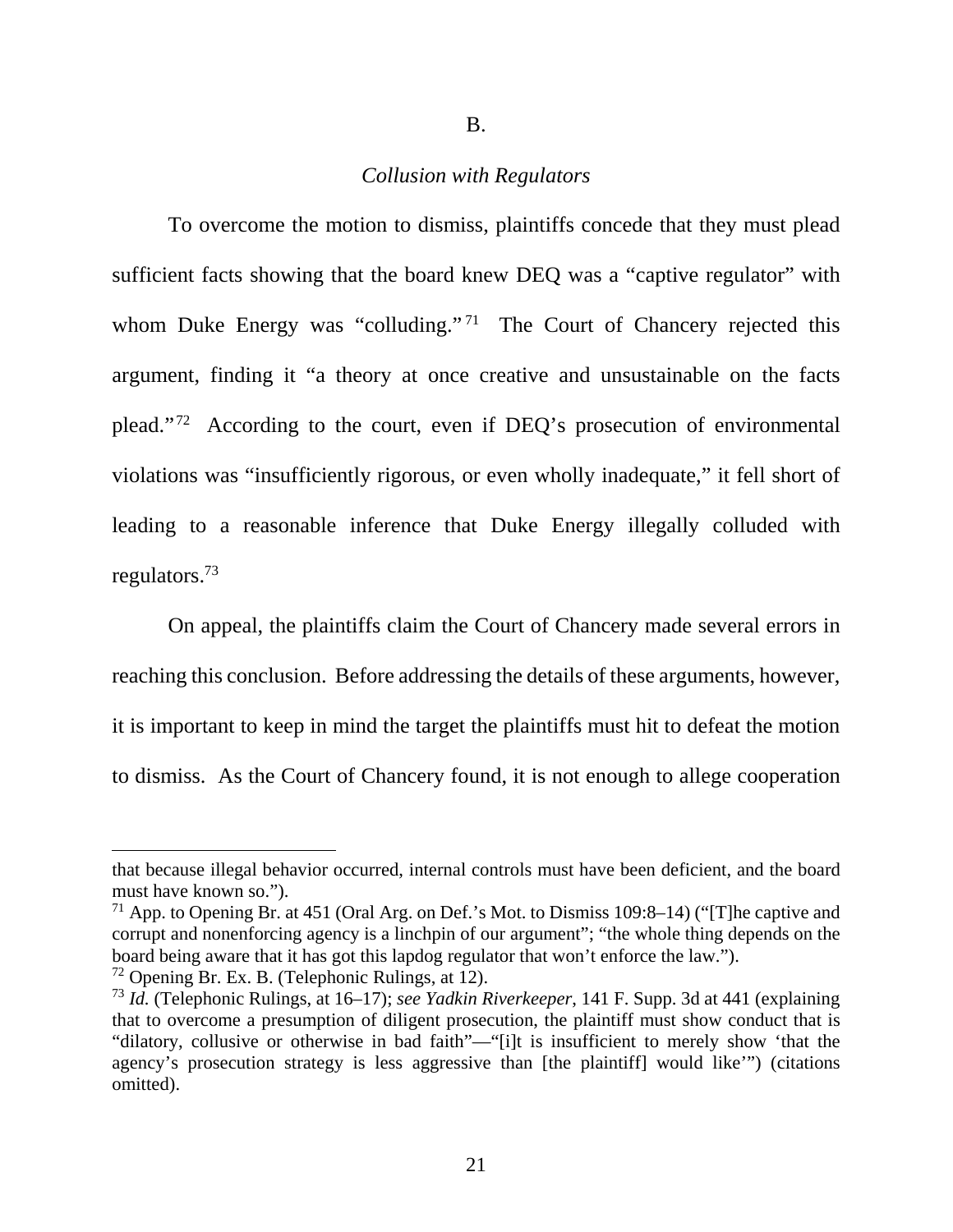B.

*Collusion with Regulators*

To overcome the motion to dismiss, plaintiffs concede that they must plead sufficient facts showing that the board knew DEQ was a "captive regulator" with whom Duke Energy was "colluding."[71] The Court of Chancery rejected this argument, finding it "a theory at once creative and unsustainable on the facts plead."[72] According to the court, even if DEQ's prosecution of environmental violations was "insufficiently rigorous, or even wholly inadequate," it fell short of leading to a reasonable inference that Duke Energy illegally colluded with regulators.[73]

On appeal, the plaintiffs claim the Court of Chancery made several errors in reaching this conclusion. Before addressing the details of these arguments, however, it is important to keep in mind the target the plaintiffs must hit to defeat the motion to dismiss. As the Court of Chancery found, it is not enough to allege cooperation

---

that because illegal behavior occurred, internal controls must have been deficient, and the board must have known so.").

[71] App. to Opening Br. at 451 (Oral Arg. on Def.'s Mot. to Dismiss 109:8–14) ("[T]he captive and corrupt and nonenforcing agency is a linchpin of our argument"; "the whole thing depends on the board being aware that it has got this lapdog regulator that won't enforce the law.").

[72] Opening Br. Ex. B. (Telephonic Rulings, at 12).

[73] *Id.* (Telephonic Rulings, at 16–17); *see Yadkin Riverkeeper*, 141 F. Supp. 3d at 441 (explaining that to overcome a presumption of diligent prosecution, the plaintiff must show conduct that is "dilatory, collusive or otherwise in bad faith"—"[i]t is insufficient to merely show 'that the agency's prosecution strategy is less aggressive than [the plaintiff] would like'") (citations omitted).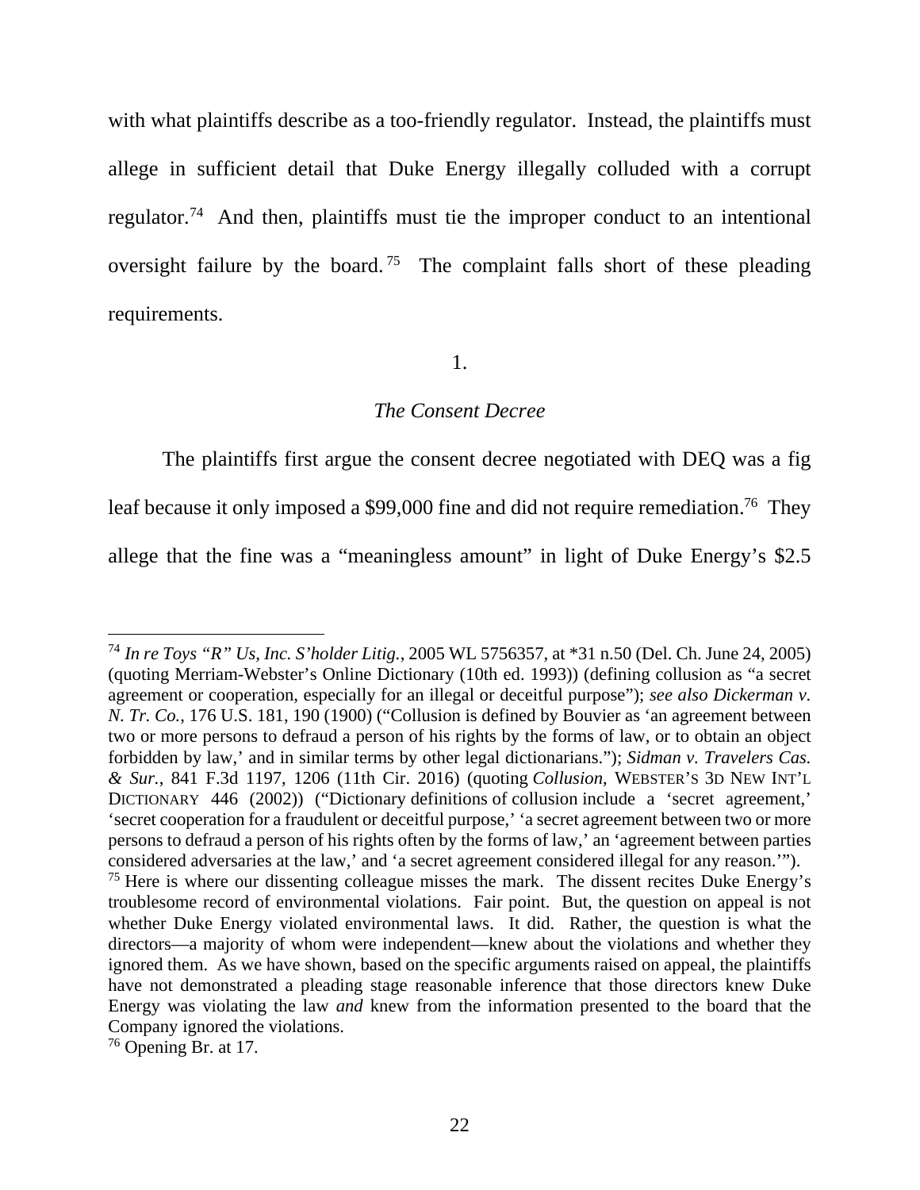with what plaintiffs describe as a too-friendly regulator. Instead, the plaintiffs must allege in sufficient detail that Duke Energy illegally colluded with a corrupt regulator.[74] And then, plaintiffs must tie the improper conduct to an intentional oversight failure by the board.[75] The complaint falls short of these pleading requirements.

1.

*The Consent Decree*

The plaintiffs first argue the consent decree negotiated with DEQ was a fig leaf because it only imposed a $99,000 fine and did not require remediation.[76] They allege that the fine was a "meaningless amount" in light of Duke Energy's $2.5

---

[74] *In re Toys "R" Us, Inc. S'holder Litig.*, 2005 WL 5756357, at *31 n.50 (Del. Ch. June 24, 2005) (quoting Merriam-Webster's Online Dictionary (10th ed. 1993)) (defining collusion as "a secret agreement or cooperation, especially for an illegal or deceitful purpose"); *see also Dickerman v. N. Tr. Co.*, 176 U.S. 181, 190 (1900) ("Collusion is defined by Bouvier as 'an agreement between two or more persons to defraud a person of his rights by the forms of law, or to obtain an object forbidden by law,' and in similar terms by other legal dictionarians."); *Sidman v. Travelers Cas. & Sur.*, 841 F.3d 1197, 1206 (11th Cir. 2016) (quoting *Collusion*, WEBSTER'S 3D NEW INT'L DICTIONARY 446 (2002)) ("Dictionary definitions of collusion include a 'secret agreement,' 'secret cooperation for a fraudulent or deceitful purpose,' 'a secret agreement between two or more persons to defraud a person of his rights often by the forms of law,' an 'agreement between parties considered adversaries at the law,' and 'a secret agreement considered illegal for any reason.'").

[75] Here is where our dissenting colleague misses the mark. The dissent recites Duke Energy's troublesome record of environmental violations. Fair point. But, the question on appeal is not whether Duke Energy violated environmental laws. It did. Rather, the question is what the directors—a majority of whom were independent—knew about the violations and whether they ignored them. As we have shown, based on the specific arguments raised on appeal, the plaintiffs have not demonstrated a pleading stage reasonable inference that those directors knew Duke Energy was violating the law *and* knew from the information presented to the board that the Company ignored the violations.

[76] Opening Br. at 17.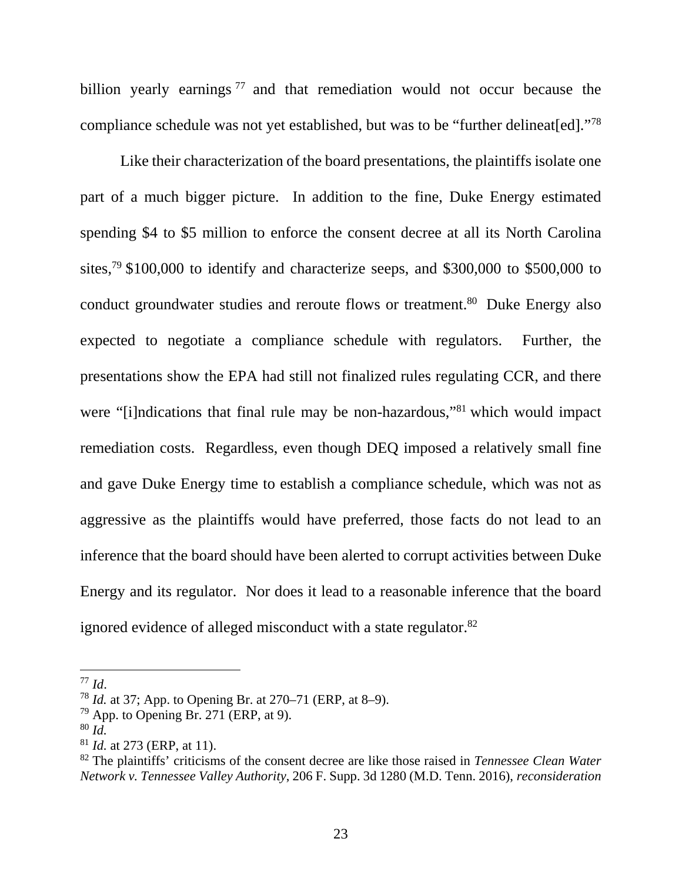billion yearly earnings[77] and that remediation would not occur because the compliance schedule was not yet established, but was to be "further delineat[ed]."[78]

Like their characterization of the board presentations, the plaintiffs isolate one part of a much bigger picture. In addition to the fine, Duke Energy estimated spending $4 to $5 million to enforce the consent decree at all its North Carolina sites,[79] $100,000 to identify and characterize seeps, and $300,000 to $500,000 to conduct groundwater studies and reroute flows or treatment.[80] Duke Energy also expected to negotiate a compliance schedule with regulators. Further, the presentations show the EPA had still not finalized rules regulating CCR, and there were "[i]ndications that final rule may be non-hazardous,"[81] which would impact remediation costs. Regardless, even though DEQ imposed a relatively small fine and gave Duke Energy time to establish a compliance schedule, which was not as aggressive as the plaintiffs would have preferred, those facts do not lead to an inference that the board should have been alerted to corrupt activities between Duke Energy and its regulator. Nor does it lead to a reasonable inference that the board ignored evidence of alleged misconduct with a state regulator.[82]

---

[77] *Id*.

[78] *Id.* at 37; App. to Opening Br. at 270–71 (ERP, at 8–9).

[79] App. to Opening Br. 271 (ERP, at 9).

[80] *Id.*

[81] *Id.* at 273 (ERP, at 11).

[82] The plaintiffs' criticisms of the consent decree are like those raised in *Tennessee Clean Water Network v. Tennessee Valley Authority*, 206 F. Supp. 3d 1280 (M.D. Tenn. 2016), *reconsideration*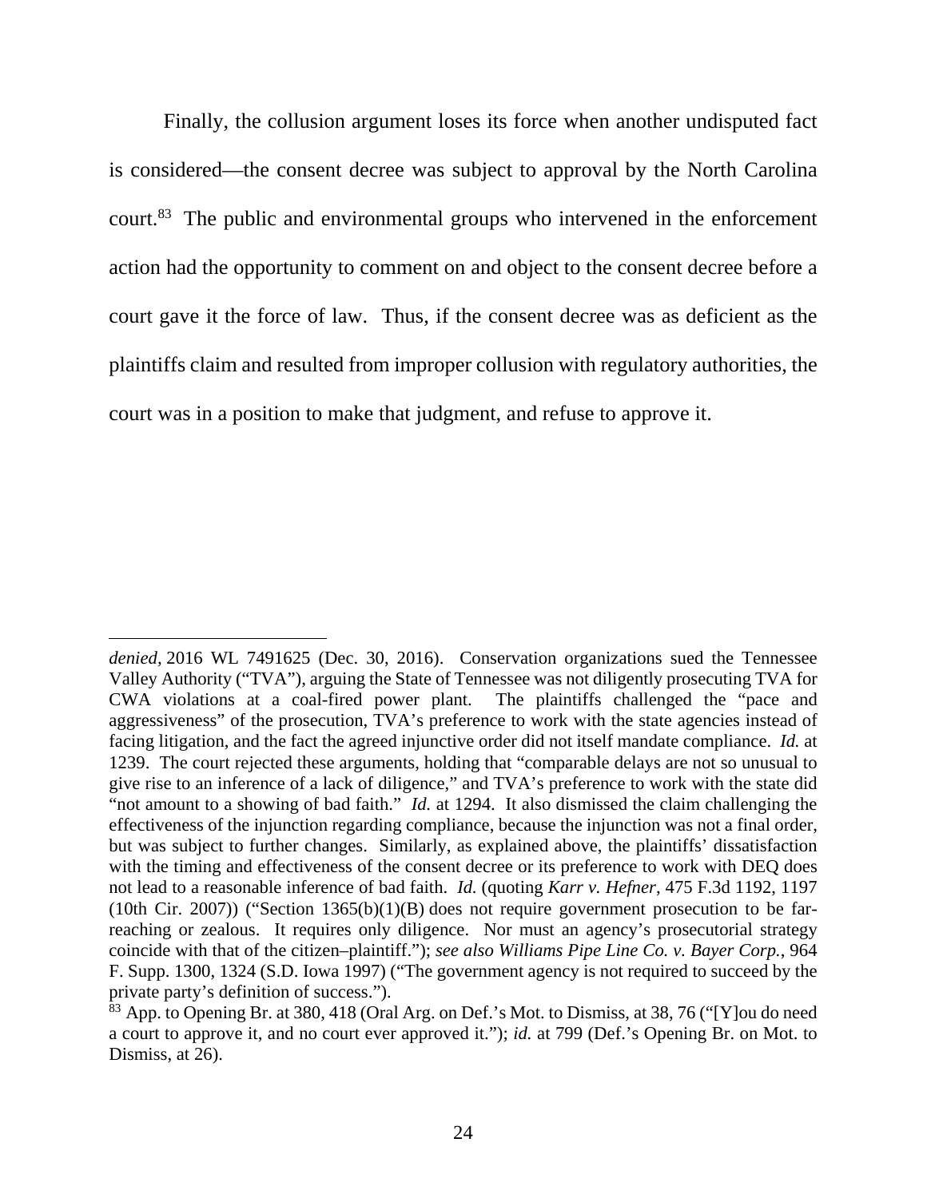Finally, the collusion argument loses its force when another undisputed fact is considered—the consent decree was subject to approval by the North Carolina court.[83] The public and environmental groups who intervened in the enforcement action had the opportunity to comment on and object to the consent decree before a court gave it the force of law. Thus, if the consent decree was as deficient as the plaintiffs claim and resulted from improper collusion with regulatory authorities, the court was in a position to make that judgment, and refuse to approve it.

---

*denied*, 2016 WL 7491625 (Dec. 30, 2016). Conservation organizations sued the Tennessee Valley Authority ("TVA"), arguing the State of Tennessee was not diligently prosecuting TVA for CWA violations at a coal-fired power plant. The plaintiffs challenged the "pace and aggressiveness" of the prosecution, TVA's preference to work with the state agencies instead of facing litigation, and the fact the agreed injunctive order did not itself mandate compliance. *Id.* at 1239. The court rejected these arguments, holding that "comparable delays are not so unusual to give rise to an inference of a lack of diligence," and TVA's preference to work with the state did "not amount to a showing of bad faith." *Id.* at 1294. It also dismissed the claim challenging the effectiveness of the injunction regarding compliance, because the injunction was not a final order, but was subject to further changes. Similarly, as explained above, the plaintiffs' dissatisfaction with the timing and effectiveness of the consent decree or its preference to work with DEQ does not lead to a reasonable inference of bad faith. *Id.* (quoting *Karr v. Hefner*, 475 F.3d 1192, 1197 (10th Cir. 2007)) ("Section 1365(b)(1)(B) does not require government prosecution to be far-reaching or zealous. It requires only diligence. Nor must an agency's prosecutorial strategy coincide with that of the citizen–plaintiff."); *see also Williams Pipe Line Co. v. Bayer Corp.*, 964 F. Supp. 1300, 1324 (S.D. Iowa 1997) ("The government agency is not required to succeed by the private party's definition of success.").

[83] App. to Opening Br. at 380, 418 (Oral Arg. on Def.'s Mot. to Dismiss, at 38, 76 ("[Y]ou do need a court to approve it, and no court ever approved it."); *id.* at 799 (Def.'s Opening Br. on Mot. to Dismiss, at 26).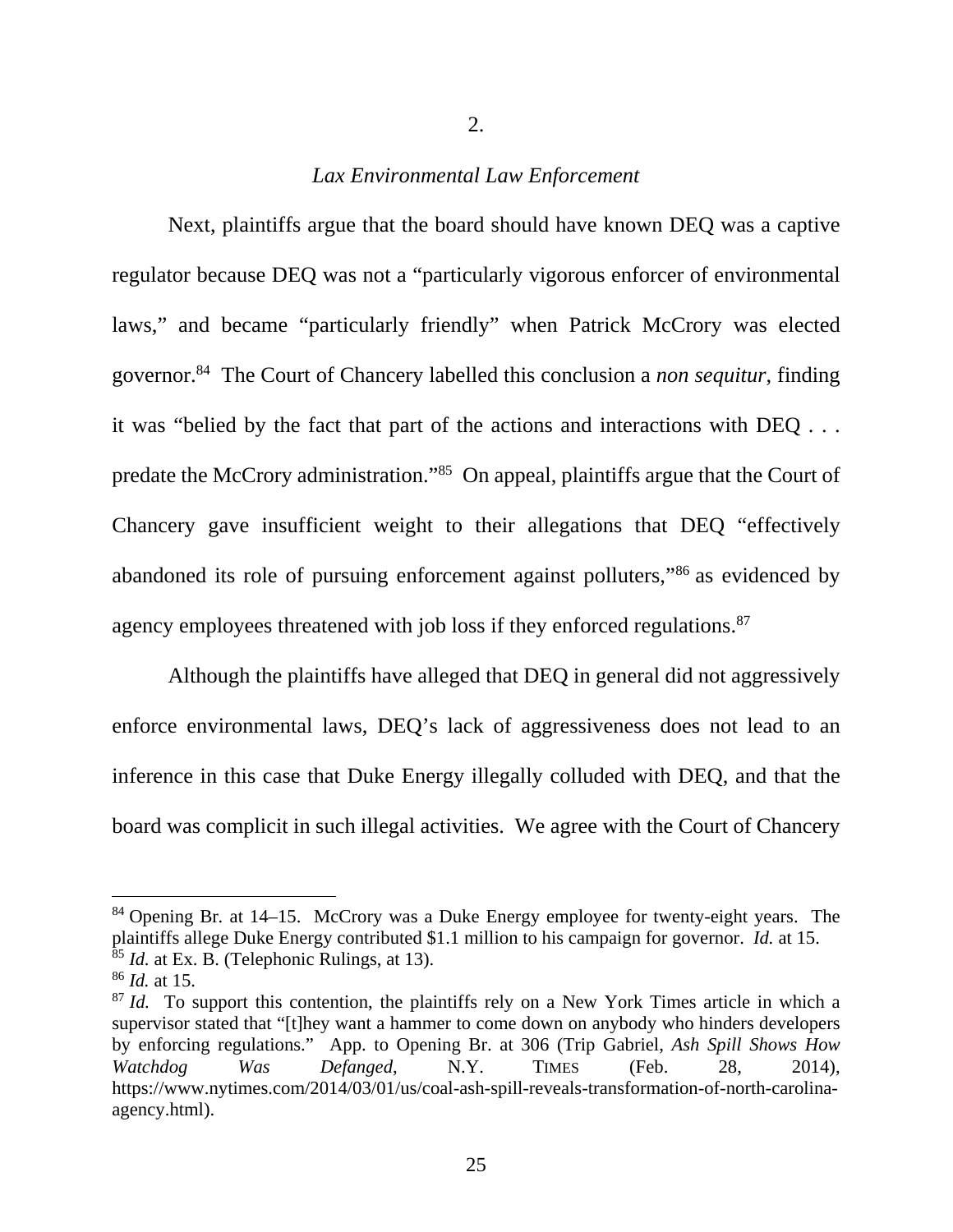2.

*Lax Environmental Law Enforcement*

Next, plaintiffs argue that the board should have known DEQ was a captive regulator because DEQ was not a "particularly vigorous enforcer of environmental laws," and became "particularly friendly" when Patrick McCrory was elected governor.[84] The Court of Chancery labelled this conclusion a *non sequitur*, finding it was "belied by the fact that part of the actions and interactions with DEQ . . . predate the McCrory administration."[85] On appeal, plaintiffs argue that the Court of Chancery gave insufficient weight to their allegations that DEQ "effectively abandoned its role of pursuing enforcement against polluters,"[86] as evidenced by agency employees threatened with job loss if they enforced regulations.[87]

Although the plaintiffs have alleged that DEQ in general did not aggressively enforce environmental laws, DEQ's lack of aggressiveness does not lead to an inference in this case that Duke Energy illegally colluded with DEQ, and that the board was complicit in such illegal activities. We agree with the Court of Chancery

---

[84] Opening Br. at 14–15. McCrory was a Duke Energy employee for twenty-eight years. The plaintiffs allege Duke Energy contributed $1.1 million to his campaign for governor. *Id.* at 15.

[85] *Id.* at Ex. B. (Telephonic Rulings, at 13).

[86] *Id.* at 15.

[87] *Id.* To support this contention, the plaintiffs rely on a New York Times article in which a supervisor stated that "[t]hey want a hammer to come down on anybody who hinders developers by enforcing regulations." App. to Opening Br. at 306 (Trip Gabriel, *Ash Spill Shows How Watchdog Was Defanged*, N.Y. TIMES (Feb. 28, 2014), https://www.nytimes.com/2014/03/01/us/coal-ash-spill-reveals-transformation-of-north-carolina-agency.html).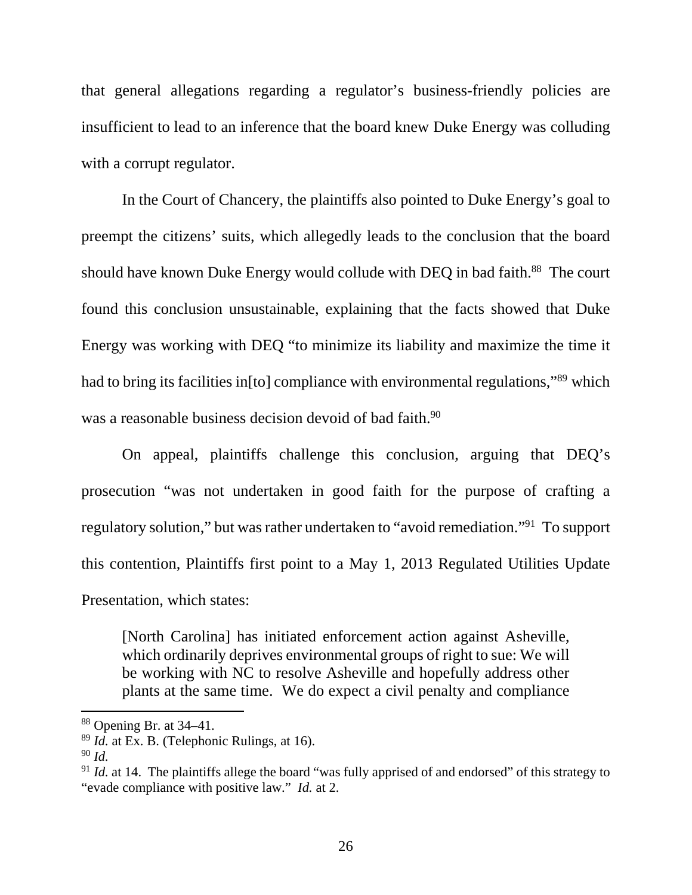that general allegations regarding a regulator's business-friendly policies are insufficient to lead to an inference that the board knew Duke Energy was colluding with a corrupt regulator.

In the Court of Chancery, the plaintiffs also pointed to Duke Energy's goal to preempt the citizens' suits, which allegedly leads to the conclusion that the board should have known Duke Energy would collude with DEQ in bad faith.[88] The court found this conclusion unsustainable, explaining that the facts showed that Duke Energy was working with DEQ "to minimize its liability and maximize the time it had to bring its facilities in[to] compliance with environmental regulations,"[89] which was a reasonable business decision devoid of bad faith.[90]

On appeal, plaintiffs challenge this conclusion, arguing that DEQ's prosecution "was not undertaken in good faith for the purpose of crafting a regulatory solution," but was rather undertaken to "avoid remediation."[91] To support this contention, Plaintiffs first point to a May 1, 2013 Regulated Utilities Update Presentation, which states:

> [North Carolina] has initiated enforcement action against Asheville, which ordinarily deprives environmental groups of right to sue: We will be working with NC to resolve Asheville and hopefully address other plants at the same time. We do expect a civil penalty and compliance

---

[88] Opening Br. at 34–41.

[89] *Id.* at Ex. B. (Telephonic Rulings, at 16).

[90] *Id.*

[91] *Id.* at 14. The plaintiffs allege the board "was fully apprised of and endorsed" of this strategy to "evade compliance with positive law." *Id.* at 2.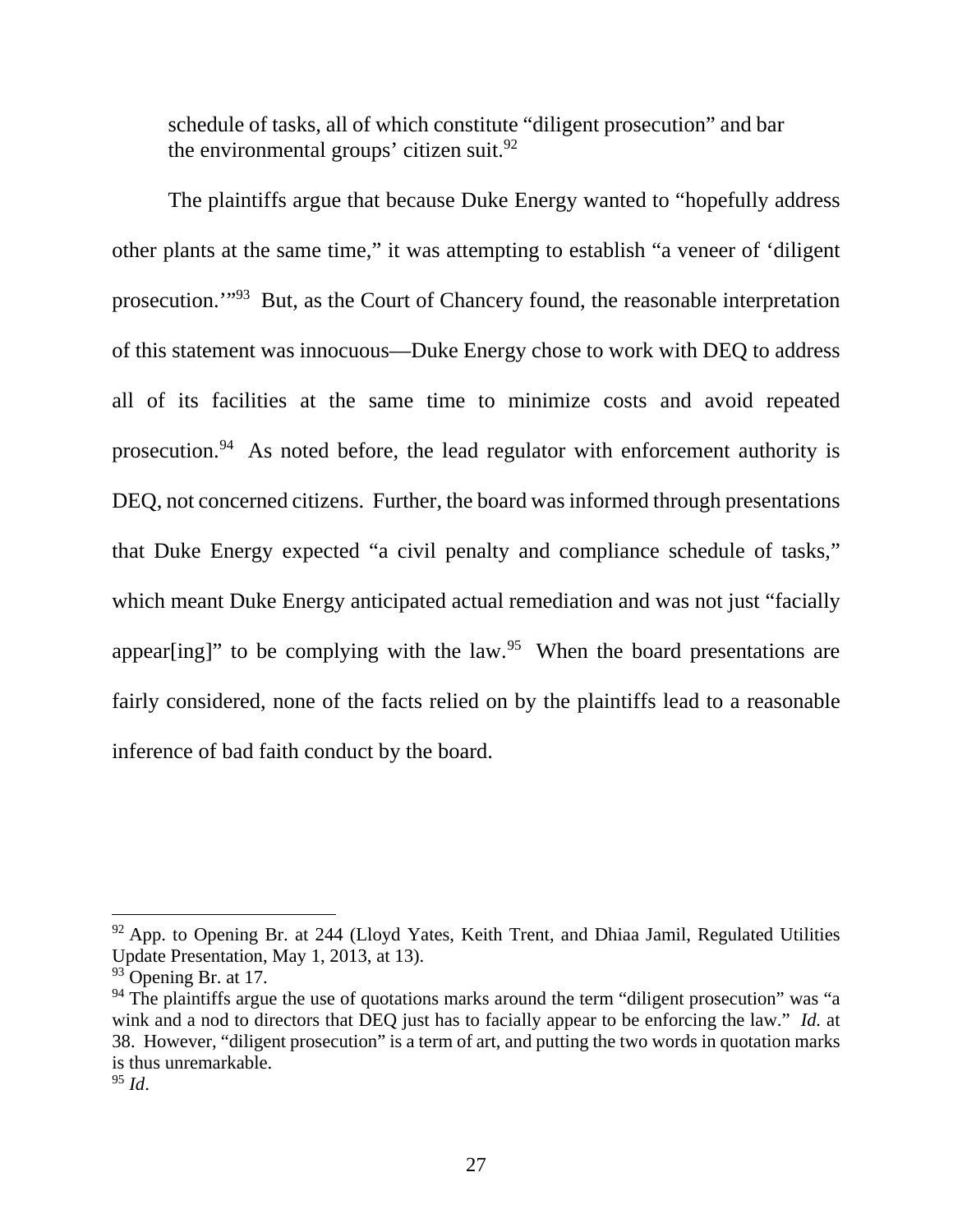schedule of tasks, all of which constitute "diligent prosecution" and bar the environmental groups' citizen suit.[92]

The plaintiffs argue that because Duke Energy wanted to "hopefully address other plants at the same time," it was attempting to establish "a veneer of 'diligent prosecution.'"[93] But, as the Court of Chancery found, the reasonable interpretation of this statement was innocuous—Duke Energy chose to work with DEQ to address all of its facilities at the same time to minimize costs and avoid repeated prosecution.[94] As noted before, the lead regulator with enforcement authority is DEQ, not concerned citizens. Further, the board was informed through presentations that Duke Energy expected "a civil penalty and compliance schedule of tasks," which meant Duke Energy anticipated actual remediation and was not just "facially appear[ing]" to be complying with the law.[95] When the board presentations are fairly considered, none of the facts relied on by the plaintiffs lead to a reasonable inference of bad faith conduct by the board.

---

[92] App. to Opening Br. at 244 (Lloyd Yates, Keith Trent, and Dhiaa Jamil, Regulated Utilities Update Presentation, May 1, 2013, at 13).

[93] Opening Br. at 17.

[94] The plaintiffs argue the use of quotations marks around the term "diligent prosecution" was "a wink and a nod to directors that DEQ just has to facially appear to be enforcing the law." *Id.* at 38. However, "diligent prosecution" is a term of art, and putting the two words in quotation marks is thus unremarkable.

[95] *Id*.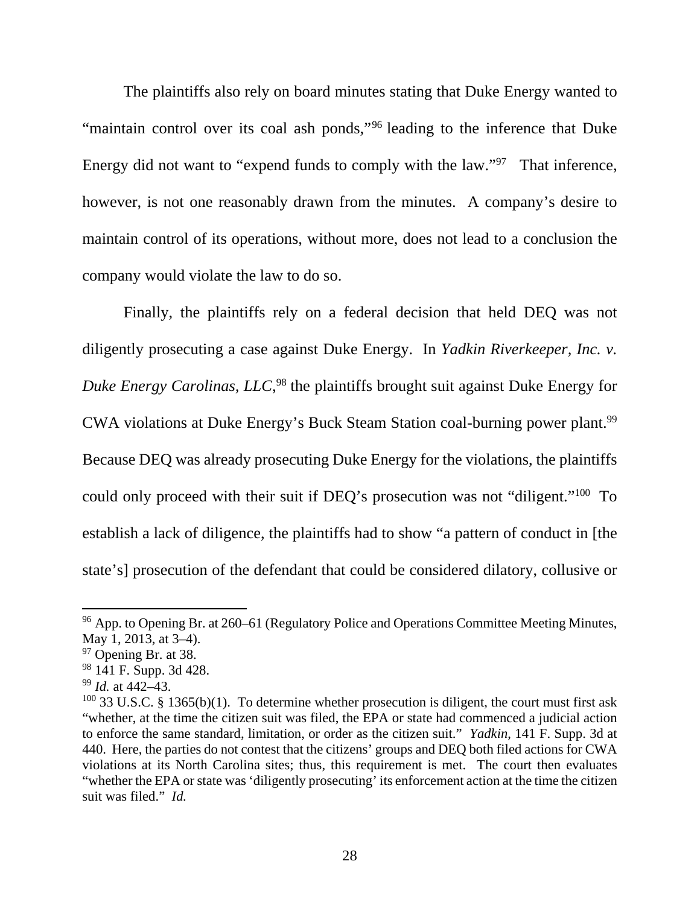The plaintiffs also rely on board minutes stating that Duke Energy wanted to "maintain control over its coal ash ponds,"[96] leading to the inference that Duke Energy did not want to "expend funds to comply with the law."[97] That inference, however, is not one reasonably drawn from the minutes. A company's desire to maintain control of its operations, without more, does not lead to a conclusion the company would violate the law to do so.

Finally, the plaintiffs rely on a federal decision that held DEQ was not diligently prosecuting a case against Duke Energy. In *Yadkin Riverkeeper, Inc. v. Duke Energy Carolinas, LLC*,[98] the plaintiffs brought suit against Duke Energy for CWA violations at Duke Energy's Buck Steam Station coal-burning power plant.[99] Because DEQ was already prosecuting Duke Energy for the violations, the plaintiffs could only proceed with their suit if DEQ's prosecution was not "diligent."[100] To establish a lack of diligence, the plaintiffs had to show "a pattern of conduct in [the state's] prosecution of the defendant that could be considered dilatory, collusive or

---

[96] App. to Opening Br. at 260–61 (Regulatory Police and Operations Committee Meeting Minutes, May 1, 2013, at 3–4).

[97] Opening Br. at 38.

[98] 141 F. Supp. 3d 428.

[99] *Id.* at 442–43.

[100] 33 U.S.C. § 1365(b)(1). To determine whether prosecution is diligent, the court must first ask "whether, at the time the citizen suit was filed, the EPA or state had commenced a judicial action to enforce the same standard, limitation, or order as the citizen suit." *Yadkin*, 141 F. Supp. 3d at 440. Here, the parties do not contest that the citizens' groups and DEQ both filed actions for CWA violations at its North Carolina sites; thus, this requirement is met. The court then evaluates "whether the EPA or state was 'diligently prosecuting' its enforcement action at the time the citizen suit was filed." *Id.*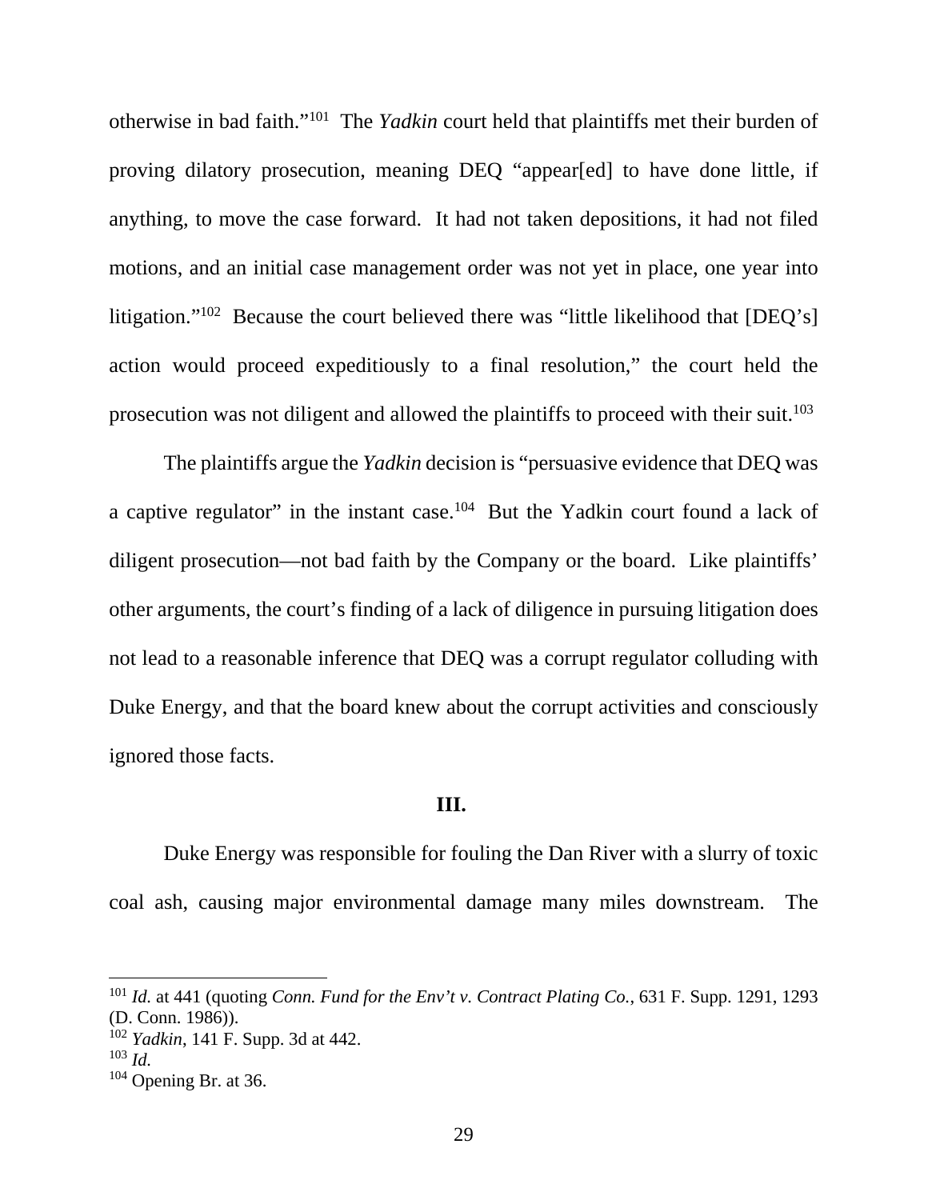otherwise in bad faith."[101] The *Yadkin* court held that plaintiffs met their burden of proving dilatory prosecution, meaning DEQ "appear[ed] to have done little, if anything, to move the case forward. It had not taken depositions, it had not filed motions, and an initial case management order was not yet in place, one year into litigation."[102] Because the court believed there was "little likelihood that [DEQ's] action would proceed expeditiously to a final resolution," the court held the prosecution was not diligent and allowed the plaintiffs to proceed with their suit.[103]

The plaintiffs argue the *Yadkin* decision is "persuasive evidence that DEQ was a captive regulator" in the instant case.[104] But the Yadkin court found a lack of diligent prosecution—not bad faith by the Company or the board. Like plaintiffs' other arguments, the court's finding of a lack of diligence in pursuing litigation does not lead to a reasonable inference that DEQ was a corrupt regulator colluding with Duke Energy, and that the board knew about the corrupt activities and consciously ignored those facts.

## III.

Duke Energy was responsible for fouling the Dan River with a slurry of toxic coal ash, causing major environmental damage many miles downstream. The

---

[101] *Id.* at 441 (quoting *Conn. Fund for the Env't v. Contract Plating Co.*, 631 F. Supp. 1291, 1293 (D. Conn. 1986)).

[102] *Yadkin*, 141 F. Supp. 3d at 442.

[103] *Id.*

[104] Opening Br. at 36.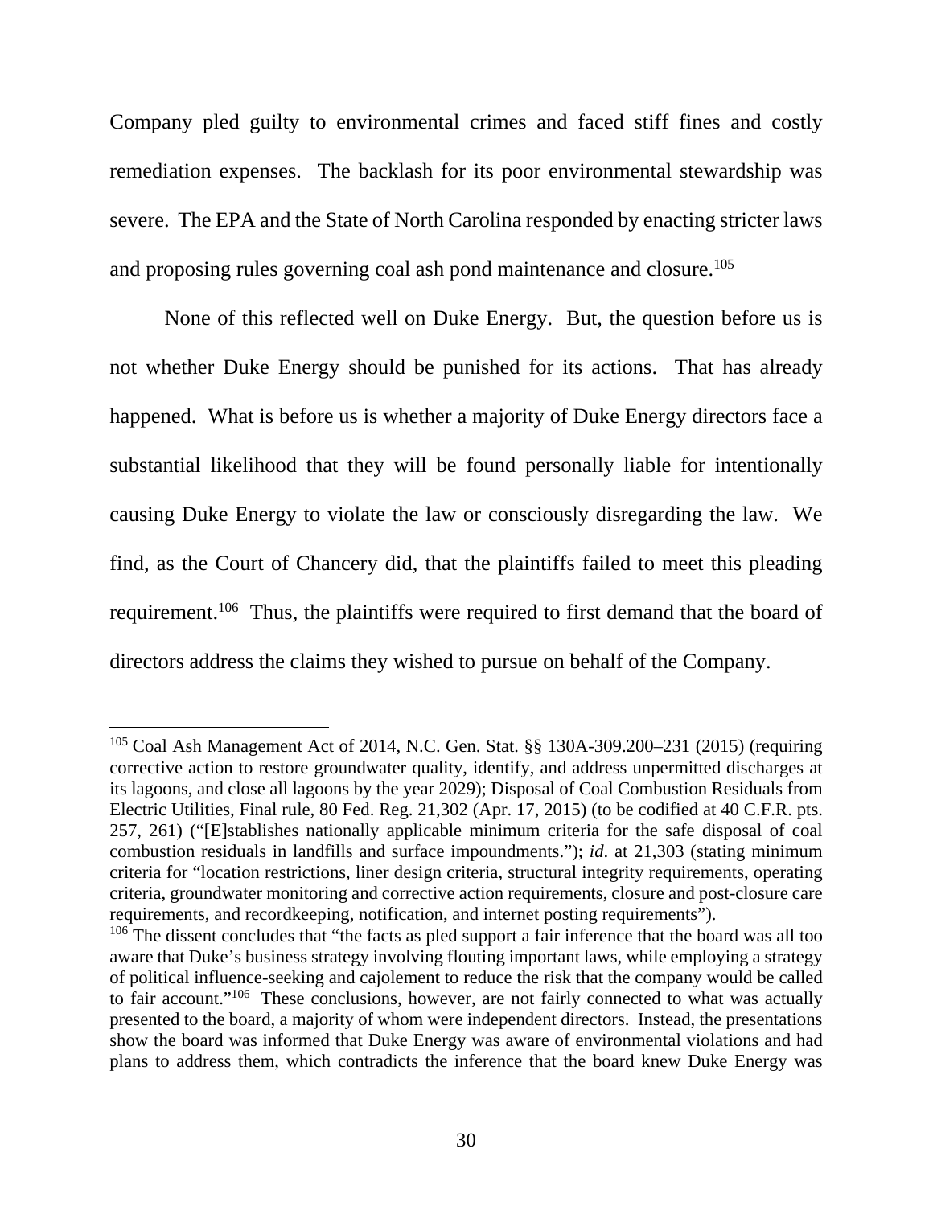Company pled guilty to environmental crimes and faced stiff fines and costly remediation expenses. The backlash for its poor environmental stewardship was severe. The EPA and the State of North Carolina responded by enacting stricter laws and proposing rules governing coal ash pond maintenance and closure.[105]

None of this reflected well on Duke Energy. But, the question before us is not whether Duke Energy should be punished for its actions. That has already happened. What is before us is whether a majority of Duke Energy directors face a substantial likelihood that they will be found personally liable for intentionally causing Duke Energy to violate the law or consciously disregarding the law. We find, as the Court of Chancery did, that the plaintiffs failed to meet this pleading requirement.[106] Thus, the plaintiffs were required to first demand that the board of directors address the claims they wished to pursue on behalf of the Company.

---

[105] Coal Ash Management Act of 2014, N.C. Gen. Stat. §§ 130A-309.200–231 (2015) (requiring corrective action to restore groundwater quality, identify, and address unpermitted discharges at its lagoons, and close all lagoons by the year 2029); Disposal of Coal Combustion Residuals from Electric Utilities, Final rule, 80 Fed. Reg. 21,302 (Apr. 17, 2015) (to be codified at 40 C.F.R. pts. 257, 261) ("[E]stablishes nationally applicable minimum criteria for the safe disposal of coal combustion residuals in landfills and surface impoundments."); *id*. at 21,303 (stating minimum criteria for "location restrictions, liner design criteria, structural integrity requirements, operating criteria, groundwater monitoring and corrective action requirements, closure and post-closure care requirements, and recordkeeping, notification, and internet posting requirements").

[106] The dissent concludes that "the facts as pled support a fair inference that the board was all too aware that Duke's business strategy involving flouting important laws, while employing a strategy of political influence-seeking and cajolement to reduce the risk that the company would be called to fair account."[106] These conclusions, however, are not fairly connected to what was actually presented to the board, a majority of whom were independent directors. Instead, the presentations show the board was informed that Duke Energy was aware of environmental violations and had plans to address them, which contradicts the inference that the board knew Duke Energy was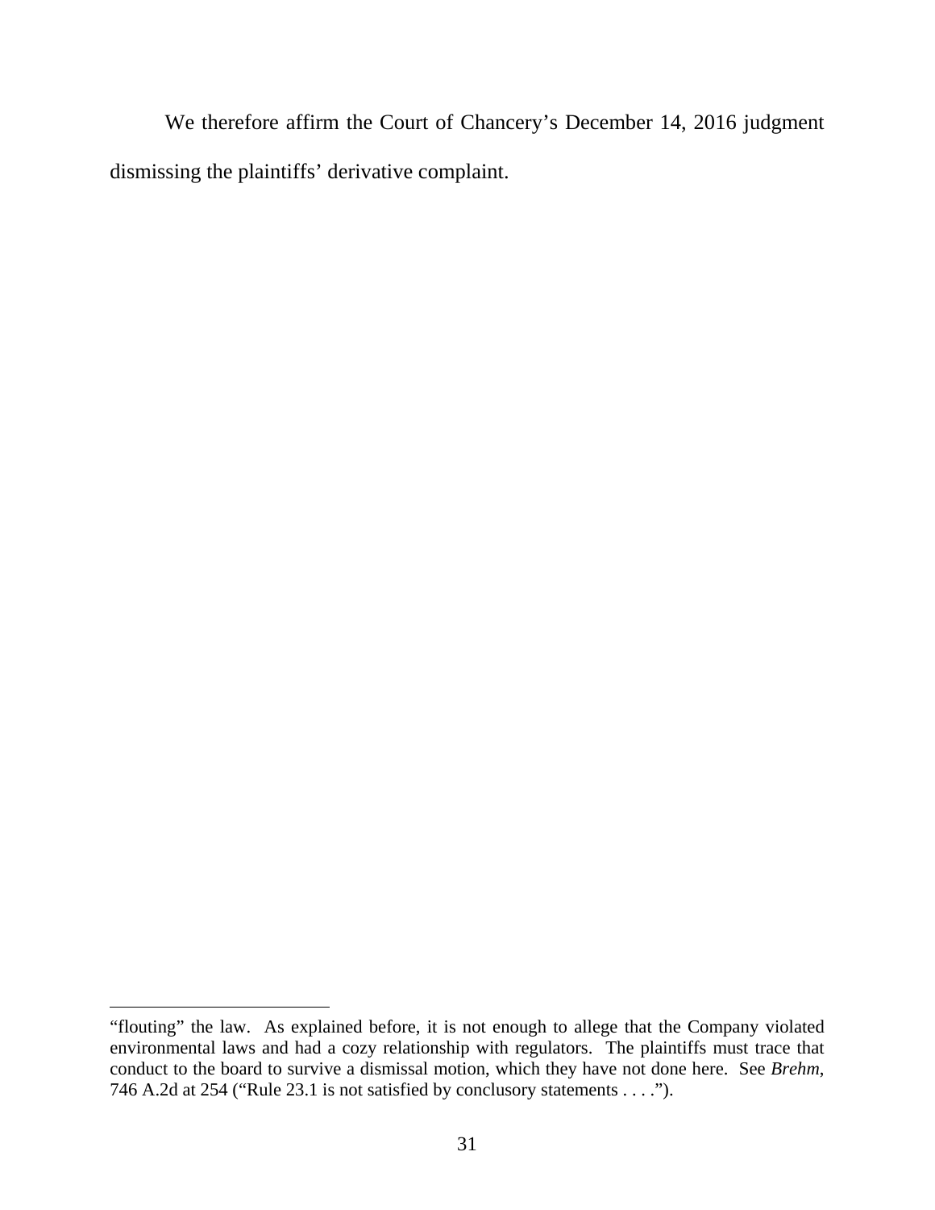We therefore affirm the Court of Chancery's December 14, 2016 judgment dismissing the plaintiffs' derivative complaint.

---

"flouting" the law. As explained before, it is not enough to allege that the Company violated environmental laws and had a cozy relationship with regulators. The plaintiffs must trace that conduct to the board to survive a dismissal motion, which they have not done here. See *Brehm*, 746 A.2d at 254 ("Rule 23.1 is not satisfied by conclusory statements . . . .").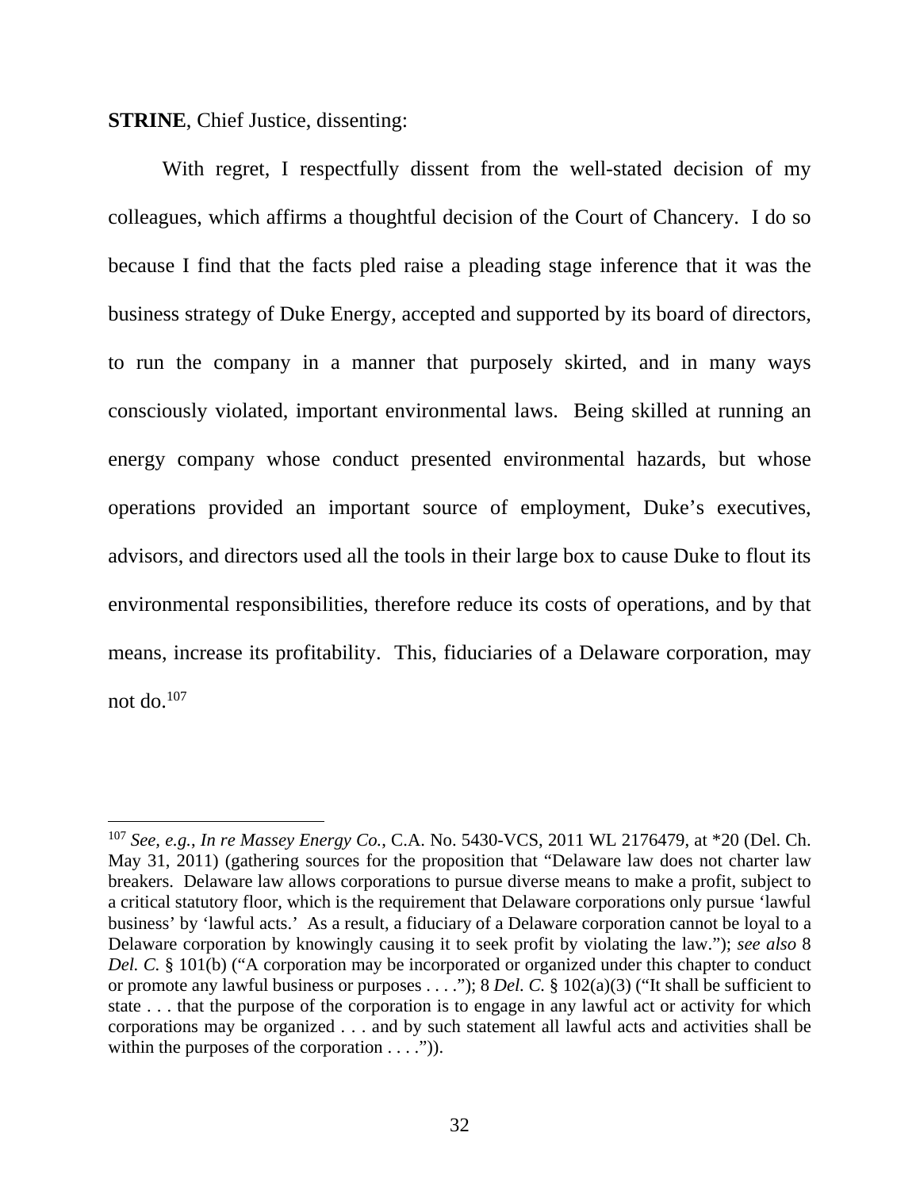**STRINE**, Chief Justice, dissenting:

With regret, I respectfully dissent from the well-stated decision of my colleagues, which affirms a thoughtful decision of the Court of Chancery. I do so because I find that the facts pled raise a pleading stage inference that it was the business strategy of Duke Energy, accepted and supported by its board of directors, to run the company in a manner that purposely skirted, and in many ways consciously violated, important environmental laws. Being skilled at running an energy company whose conduct presented environmental hazards, but whose operations provided an important source of employment, Duke's executives, advisors, and directors used all the tools in their large box to cause Duke to flout its environmental responsibilities, therefore reduce its costs of operations, and by that means, increase its profitability. This, fiduciaries of a Delaware corporation, may not do.[107]

---

[107] *See, e.g.*, *In re Massey Energy Co.*, C.A. No. 5430-VCS, 2011 WL 2176479, at *20 (Del. Ch. May 31, 2011) (gathering sources for the proposition that "Delaware law does not charter law breakers. Delaware law allows corporations to pursue diverse means to make a profit, subject to a critical statutory floor, which is the requirement that Delaware corporations only pursue 'lawful business' by 'lawful acts.' As a result, a fiduciary of a Delaware corporation cannot be loyal to a Delaware corporation by knowingly causing it to seek profit by violating the law."); *see also* 8 *Del. C.* § 101(b) ("A corporation may be incorporated or organized under this chapter to conduct or promote any lawful business or purposes . . . ."); 8 *Del. C.* § 102(a)(3) ("It shall be sufficient to state . . . that the purpose of the corporation is to engage in any lawful act or activity for which corporations may be organized . . . and by such statement all lawful acts and activities shall be within the purposes of the corporation . . . .")).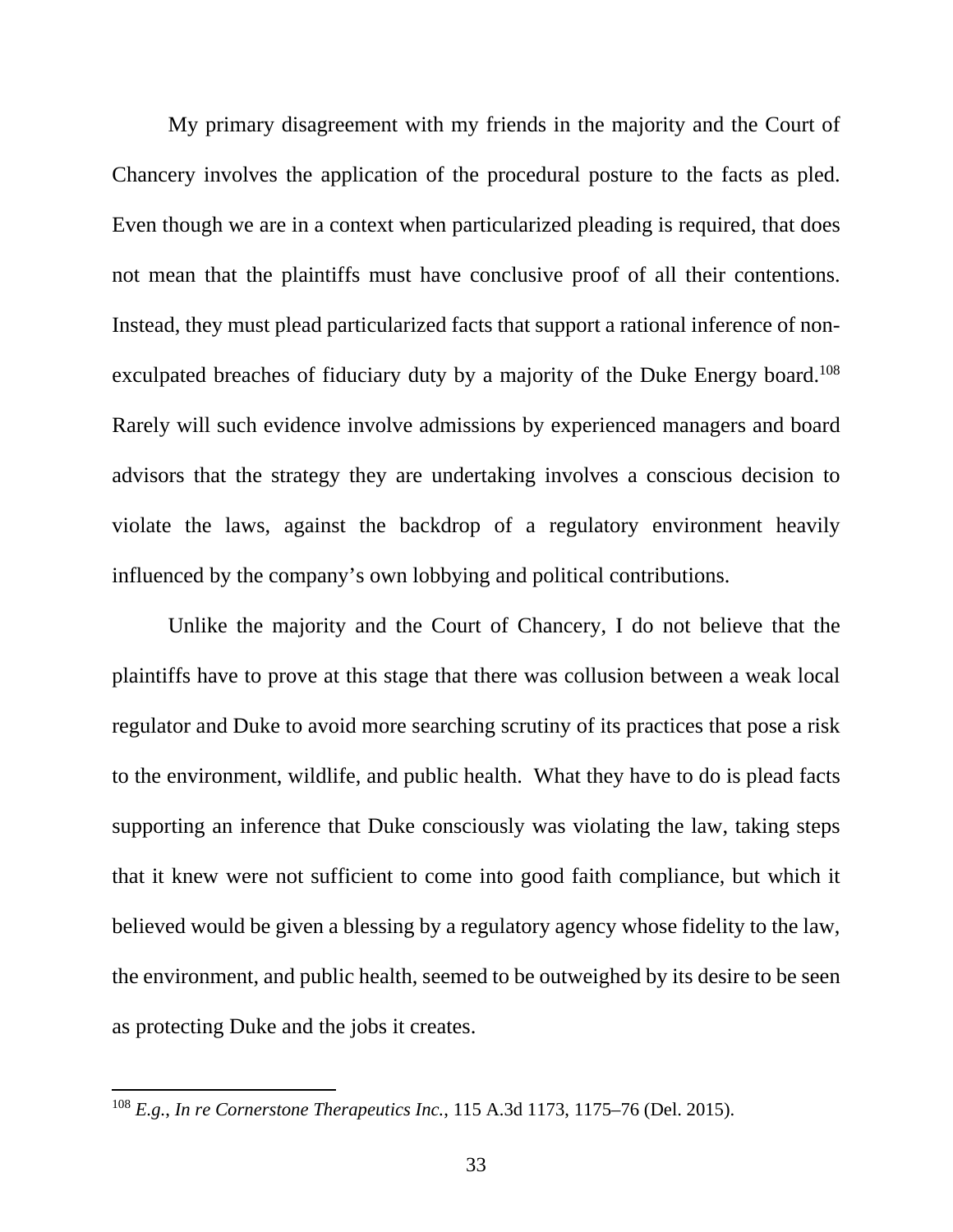My primary disagreement with my friends in the majority and the Court of Chancery involves the application of the procedural posture to the facts as pled. Even though we are in a context when particularized pleading is required, that does not mean that the plaintiffs must have conclusive proof of all their contentions. Instead, they must plead particularized facts that support a rational inference of non-exculpated breaches of fiduciary duty by a majority of the Duke Energy board.[108] Rarely will such evidence involve admissions by experienced managers and board advisors that the strategy they are undertaking involves a conscious decision to violate the laws, against the backdrop of a regulatory environment heavily influenced by the company's own lobbying and political contributions.

Unlike the majority and the Court of Chancery, I do not believe that the plaintiffs have to prove at this stage that there was collusion between a weak local regulator and Duke to avoid more searching scrutiny of its practices that pose a risk to the environment, wildlife, and public health. What they have to do is plead facts supporting an inference that Duke consciously was violating the law, taking steps that it knew were not sufficient to come into good faith compliance, but which it believed would be given a blessing by a regulatory agency whose fidelity to the law, the environment, and public health, seemed to be outweighed by its desire to be seen as protecting Duke and the jobs it creates.

---

[108] *E.g.*, *In re Cornerstone Therapeutics Inc.*, 115 A.3d 1173, 1175–76 (Del. 2015).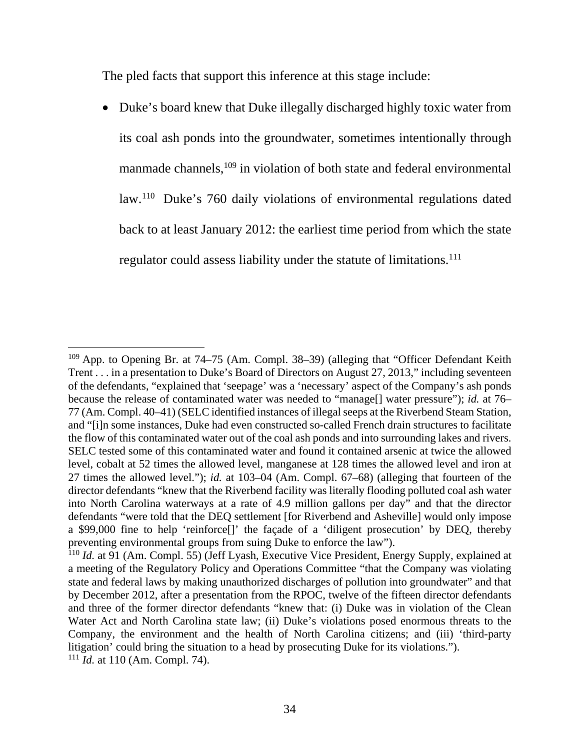The pled facts that support this inference at this stage include:

- Duke's board knew that Duke illegally discharged highly toxic water from its coal ash ponds into the groundwater, sometimes intentionally through manmade channels,[109] in violation of both state and federal environmental law.[110] Duke's 760 daily violations of environmental regulations dated back to at least January 2012: the earliest time period from which the state regulator could assess liability under the statute of limitations.[111]

---

[109] App. to Opening Br. at 74–75 (Am. Compl. 38–39) (alleging that "Officer Defendant Keith Trent . . . in a presentation to Duke's Board of Directors on August 27, 2013," including seventeen of the defendants, "explained that 'seepage' was a 'necessary' aspect of the Company's ash ponds because the release of contaminated water was needed to "manage[] water pressure"); *id.* at 76–77 (Am. Compl. 40–41) (SELC identified instances of illegal seeps at the Riverbend Steam Station, and "[i]n some instances, Duke had even constructed so-called French drain structures to facilitate the flow of this contaminated water out of the coal ash ponds and into surrounding lakes and rivers. SELC tested some of this contaminated water and found it contained arsenic at twice the allowed level, cobalt at 52 times the allowed level, manganese at 128 times the allowed level and iron at 27 times the allowed level."); *id.* at 103–04 (Am. Compl. 67–68) (alleging that fourteen of the director defendants "knew that the Riverbend facility was literally flooding polluted coal ash water into North Carolina waterways at a rate of 4.9 million gallons per day" and that the director defendants "were told that the DEQ settlement [for Riverbend and Asheville] would only impose a $99,000 fine to help 'reinforce[]' the façade of a 'diligent prosecution' by DEQ, thereby preventing environmental groups from suing Duke to enforce the law").

[110] *Id.* at 91 (Am. Compl. 55) (Jeff Lyash, Executive Vice President, Energy Supply, explained at a meeting of the Regulatory Policy and Operations Committee "that the Company was violating state and federal laws by making unauthorized discharges of pollution into groundwater" and that by December 2012, after a presentation from the RPOC, twelve of the fifteen director defendants and three of the former director defendants "knew that: (i) Duke was in violation of the Clean Water Act and North Carolina state law; (ii) Duke's violations posed enormous threats to the Company, the environment and the health of North Carolina citizens; and (iii) 'third-party litigation' could bring the situation to a head by prosecuting Duke for its violations.").

[111] *Id.* at 110 (Am. Compl. 74).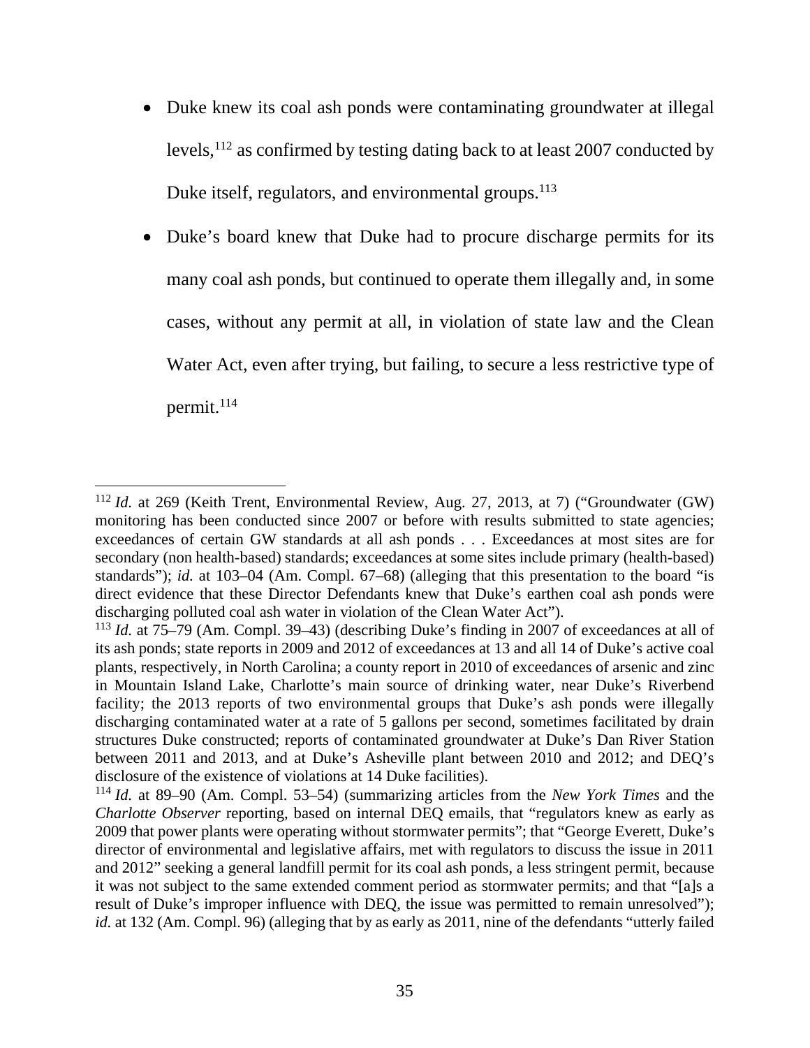- Duke knew its coal ash ponds were contaminating groundwater at illegal levels,[112] as confirmed by testing dating back to at least 2007 conducted by Duke itself, regulators, and environmental groups.[113]

- Duke's board knew that Duke had to procure discharge permits for its many coal ash ponds, but continued to operate them illegally and, in some cases, without any permit at all, in violation of state law and the Clean Water Act, even after trying, but failing, to secure a less restrictive type of permit.[114]

---

[112] *Id.* at 269 (Keith Trent, Environmental Review, Aug. 27, 2013, at 7) ("Groundwater (GW) monitoring has been conducted since 2007 or before with results submitted to state agencies; exceedances of certain GW standards at all ash ponds . . . Exceedances at most sites are for secondary (non health-based) standards; exceedances at some sites include primary (health-based) standards"); *id.* at 103–04 (Am. Compl. 67–68) (alleging that this presentation to the board "is direct evidence that these Director Defendants knew that Duke's earthen coal ash ponds were discharging polluted coal ash water in violation of the Clean Water Act").

[113] *Id.* at 75–79 (Am. Compl. 39–43) (describing Duke's finding in 2007 of exceedances at all of its ash ponds; state reports in 2009 and 2012 of exceedances at 13 and all 14 of Duke's active coal plants, respectively, in North Carolina; a county report in 2010 of exceedances of arsenic and zinc in Mountain Island Lake, Charlotte's main source of drinking water, near Duke's Riverbend facility; the 2013 reports of two environmental groups that Duke's ash ponds were illegally discharging contaminated water at a rate of 5 gallons per second, sometimes facilitated by drain structures Duke constructed; reports of contaminated groundwater at Duke's Dan River Station between 2011 and 2013, and at Duke's Asheville plant between 2010 and 2012; and DEQ's disclosure of the existence of violations at 14 Duke facilities).

[114] *Id.* at 89–90 (Am. Compl. 53–54) (summarizing articles from the *New York Times* and the *Charlotte Observer* reporting, based on internal DEQ emails, that "regulators knew as early as 2009 that power plants were operating without stormwater permits"; that "George Everett, Duke's director of environmental and legislative affairs, met with regulators to discuss the issue in 2011 and 2012" seeking a general landfill permit for its coal ash ponds, a less stringent permit, because it was not subject to the same extended comment period as stormwater permits; and that "[a]s a result of Duke's improper influence with DEQ, the issue was permitted to remain unresolved"); *id.* at 132 (Am. Compl. 96) (alleging that by as early as 2011, nine of the defendants "utterly failed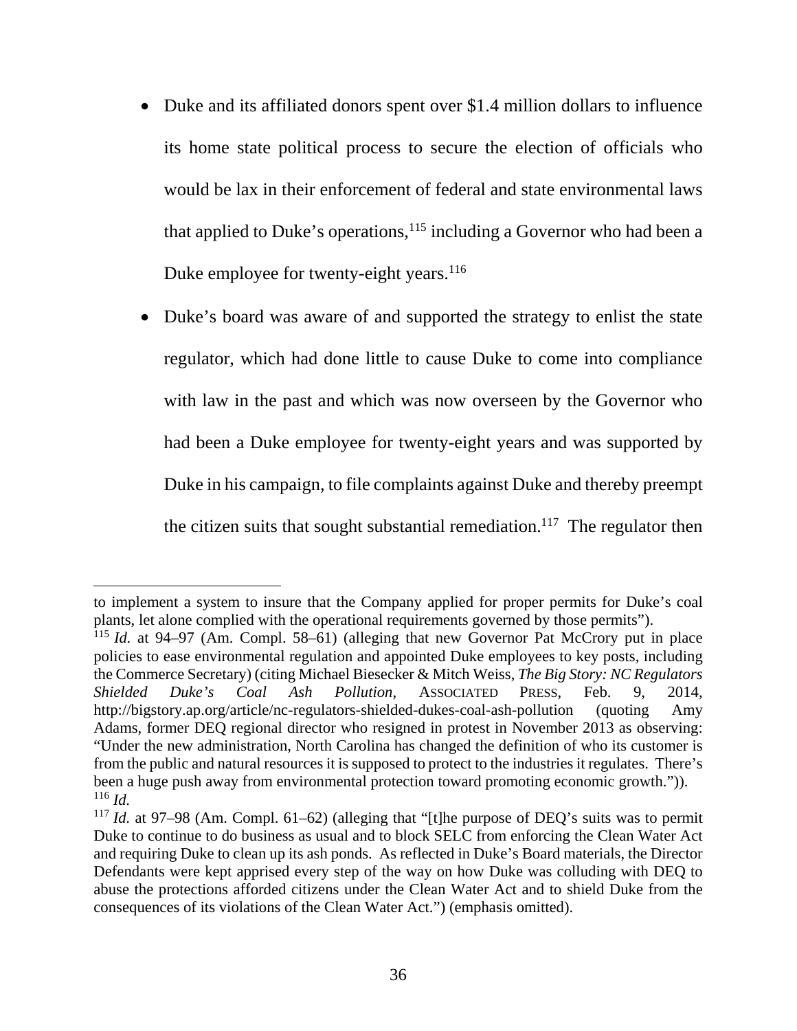- Duke and its affiliated donors spent over $1.4 million dollars to influence its home state political process to secure the election of officials who would be lax in their enforcement of federal and state environmental laws that applied to Duke's operations,[115] including a Governor who had been a Duke employee for twenty-eight years.[116]

- Duke's board was aware of and supported the strategy to enlist the state regulator, which had done little to cause Duke to come into compliance with law in the past and which was now overseen by the Governor who had been a Duke employee for twenty-eight years and was supported by Duke in his campaign, to file complaints against Duke and thereby preempt the citizen suits that sought substantial remediation.[117] The regulator then

---

to implement a system to insure that the Company applied for proper permits for Duke's coal plants, let alone complied with the operational requirements governed by those permits").

[115] *Id.* at 94–97 (Am. Compl. 58–61) (alleging that new Governor Pat McCrory put in place policies to ease environmental regulation and appointed Duke employees to key posts, including the Commerce Secretary) (citing Michael Biesecker & Mitch Weiss, *The Big Story: NC Regulators Shielded Duke's Coal Ash Pollution*, ASSOCIATED PRESS, Feb. 9, 2014, http://bigstory.ap.org/article/nc-regulators-shielded-dukes-coal-ash-pollution (quoting Amy Adams, former DEQ regional director who resigned in protest in November 2013 as observing: "Under the new administration, North Carolina has changed the definition of who its customer is from the public and natural resources it is supposed to protect to the industries it regulates. There's been a huge push away from environmental protection toward promoting economic growth.")).

[116] *Id.*

[117] *Id.* at 97–98 (Am. Compl. 61–62) (alleging that "[t]he purpose of DEQ's suits was to permit Duke to continue to do business as usual and to block SELC from enforcing the Clean Water Act and requiring Duke to clean up its ash ponds. As reflected in Duke's Board materials, the Director Defendants were kept apprised every step of the way on how Duke was colluding with DEQ to abuse the protections afforded citizens under the Clean Water Act and to shield Duke from the consequences of its violations of the Clean Water Act.") (emphasis omitted).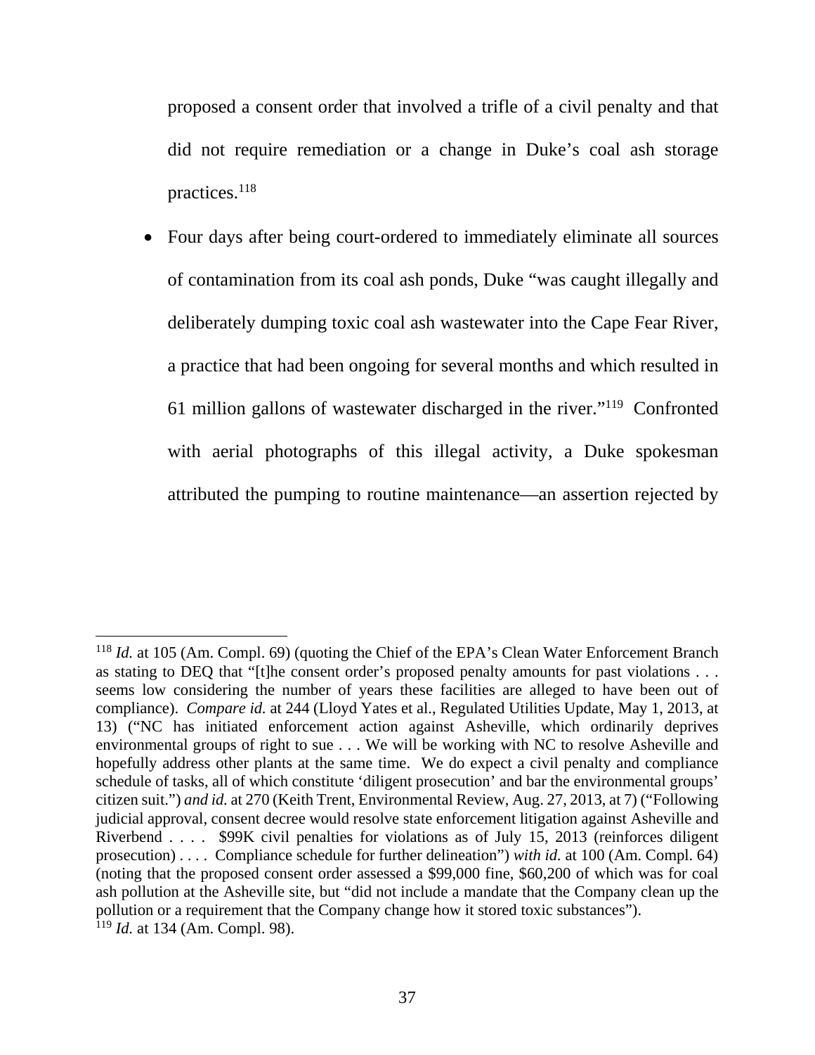proposed a consent order that involved a trifle of a civil penalty and that did not require remediation or a change in Duke's coal ash storage practices.[118]

- Four days after being court-ordered to immediately eliminate all sources of contamination from its coal ash ponds, Duke "was caught illegally and deliberately dumping toxic coal ash wastewater into the Cape Fear River, a practice that had been ongoing for several months and which resulted in 61 million gallons of wastewater discharged in the river."[119] Confronted with aerial photographs of this illegal activity, a Duke spokesman attributed the pumping to routine maintenance—an assertion rejected by

---

[118] *Id.* at 105 (Am. Compl. 69) (quoting the Chief of the EPA's Clean Water Enforcement Branch as stating to DEQ that "[t]he consent order's proposed penalty amounts for past violations . . . seems low considering the number of years these facilities are alleged to have been out of compliance). *Compare id.* at 244 (Lloyd Yates et al., Regulated Utilities Update, May 1, 2013, at 13) ("NC has initiated enforcement action against Asheville, which ordinarily deprives environmental groups of right to sue . . . We will be working with NC to resolve Asheville and hopefully address other plants at the same time. We do expect a civil penalty and compliance schedule of tasks, all of which constitute 'diligent prosecution' and bar the environmental groups' citizen suit.") *and id.* at 270 (Keith Trent, Environmental Review, Aug. 27, 2013, at 7) ("Following judicial approval, consent decree would resolve state enforcement litigation against Asheville and Riverbend . . . . $99K civil penalties for violations as of July 15, 2013 (reinforces diligent prosecution) . . . . Compliance schedule for further delineation") *with id.* at 100 (Am. Compl. 64) (noting that the proposed consent order assessed a $99,000 fine, $60,200 of which was for coal ash pollution at the Asheville site, but "did not include a mandate that the Company clean up the pollution or a requirement that the Company change how it stored toxic substances").

[119] *Id.* at 134 (Am. Compl. 98).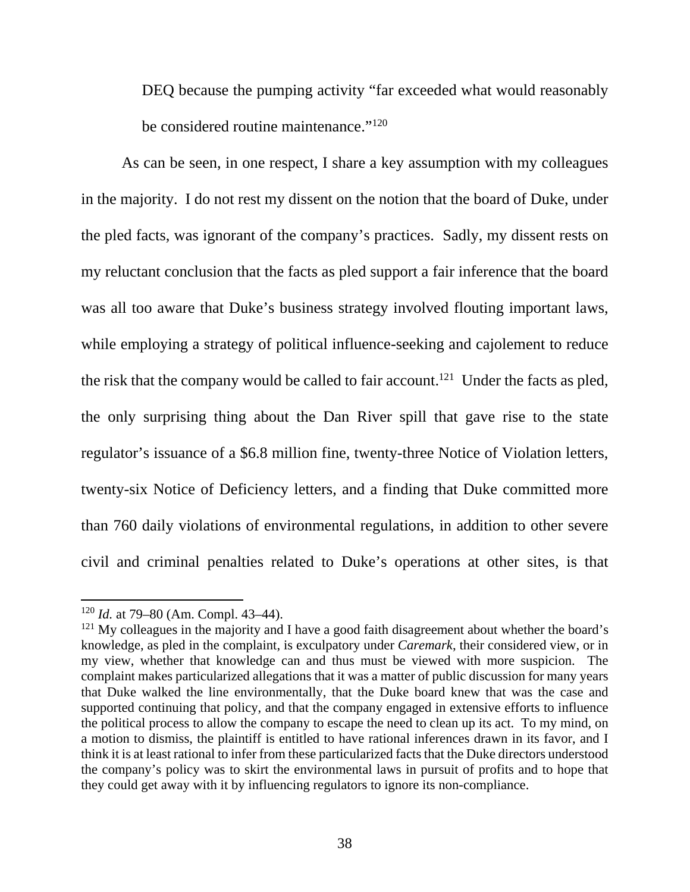DEQ because the pumping activity "far exceeded what would reasonably be considered routine maintenance."[120]

As can be seen, in one respect, I share a key assumption with my colleagues in the majority. I do not rest my dissent on the notion that the board of Duke, under the pled facts, was ignorant of the company's practices. Sadly, my dissent rests on my reluctant conclusion that the facts as pled support a fair inference that the board was all too aware that Duke's business strategy involved flouting important laws, while employing a strategy of political influence-seeking and cajolement to reduce the risk that the company would be called to fair account.[121] Under the facts as pled, the only surprising thing about the Dan River spill that gave rise to the state regulator's issuance of a $6.8 million fine, twenty-three Notice of Violation letters, twenty-six Notice of Deficiency letters, and a finding that Duke committed more than 760 daily violations of environmental regulations, in addition to other severe civil and criminal penalties related to Duke's operations at other sites, is that

---

[120] *Id.* at 79–80 (Am. Compl. 43–44).

[121] My colleagues in the majority and I have a good faith disagreement about whether the board's knowledge, as pled in the complaint, is exculpatory under *Caremark*, their considered view, or in my view, whether that knowledge can and thus must be viewed with more suspicion. The complaint makes particularized allegations that it was a matter of public discussion for many years that Duke walked the line environmentally, that the Duke board knew that was the case and supported continuing that policy, and that the company engaged in extensive efforts to influence the political process to allow the company to escape the need to clean up its act. To my mind, on a motion to dismiss, the plaintiff is entitled to have rational inferences drawn in its favor, and I think it is at least rational to infer from these particularized facts that the Duke directors understood the company's policy was to skirt the environmental laws in pursuit of profits and to hope that they could get away with it by influencing regulators to ignore its non-compliance.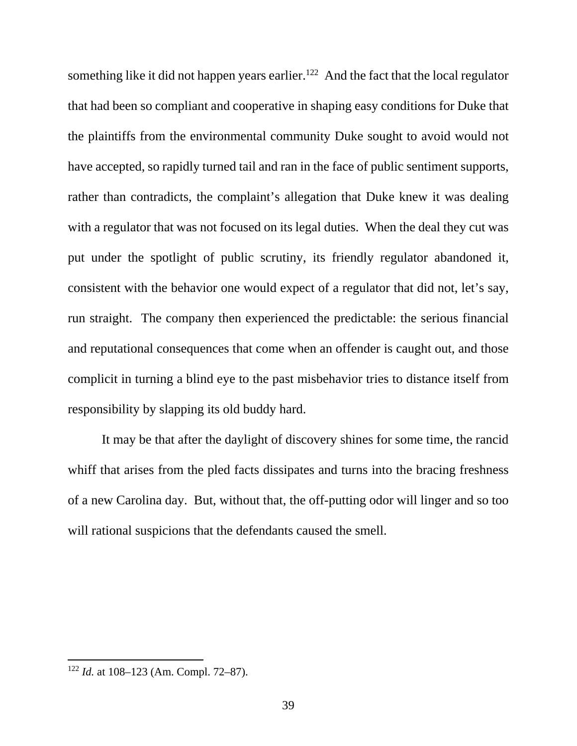something like it did not happen years earlier.[122] And the fact that the local regulator that had been so compliant and cooperative in shaping easy conditions for Duke that the plaintiffs from the environmental community Duke sought to avoid would not have accepted, so rapidly turned tail and ran in the face of public sentiment supports, rather than contradicts, the complaint's allegation that Duke knew it was dealing with a regulator that was not focused on its legal duties. When the deal they cut was put under the spotlight of public scrutiny, its friendly regulator abandoned it, consistent with the behavior one would expect of a regulator that did not, let's say, run straight. The company then experienced the predictable: the serious financial and reputational consequences that come when an offender is caught out, and those complicit in turning a blind eye to the past misbehavior tries to distance itself from responsibility by slapping its old buddy hard.

It may be that after the daylight of discovery shines for some time, the rancid whiff that arises from the pled facts dissipates and turns into the bracing freshness of a new Carolina day. But, without that, the off-putting odor will linger and so too will rational suspicions that the defendants caused the smell.

[122] *Id.* at 108–123 (Am. Compl. 72–87).